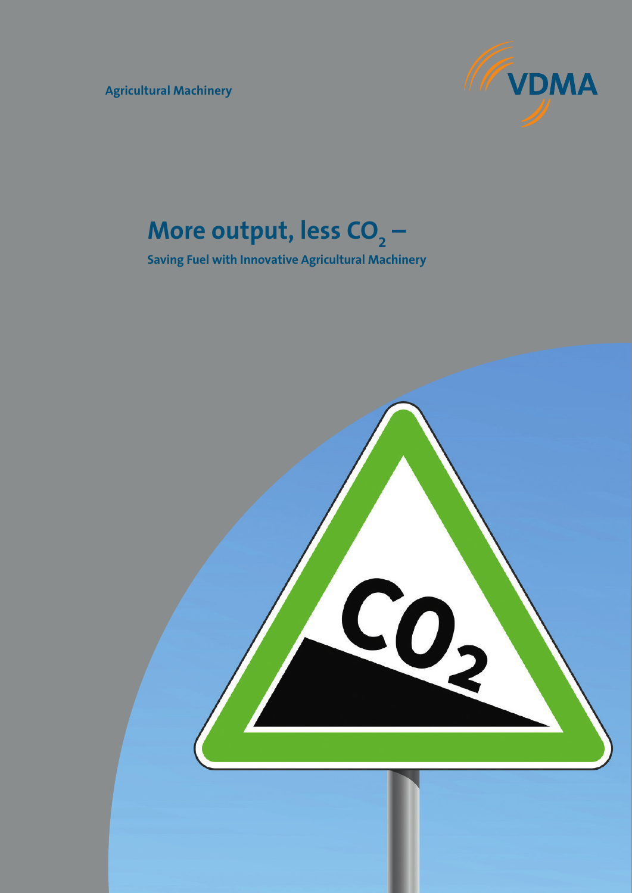Agricultural Machinery

VDMA

# More output, less $CO_2$ –

**Saving Fuel with Innovative Agricultural Machinery**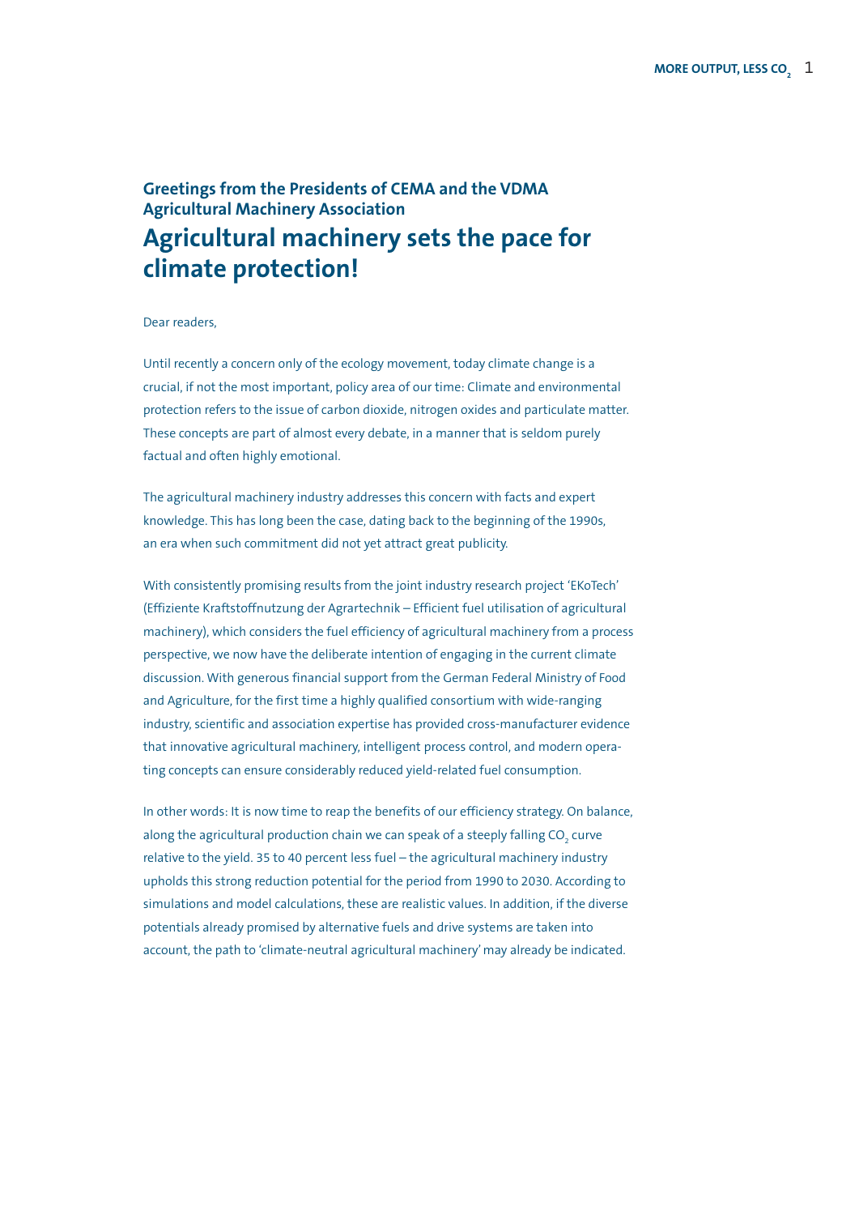### Greetings from the Presidents of CEMA and the VDMA Agricultural Machinery Association

## Agricultural machinery sets the pace for climate protection!

Dear readers,

Until recently a concern only of the ecology movement, today climate change is a crucial, if not the most important, policy area of our time: Climate and environmental protection refers to the issue of carbon dioxide, nitrogen oxides and particulate matter. These concepts are part of almost every debate, in a manner that is seldom purely factual and often highly emotional.

The agricultural machinery industry addresses this concern with facts and expert knowledge. This has long been the case, dating back to the beginning of the 1990s, an era when such commitment did not yet attract great publicity.

With consistently promising results from the joint industry research project 'EKoTech' (Effiziente Kraftstoffnutzung der Agrartechnik – Efficient fuel utilisation of agricultural machinery), which considers the fuel efficiency of agricultural machinery from a process perspective, we now have the deliberate intention of engaging in the current climate discussion. With generous financial support from the German Federal Ministry of Food and Agriculture, for the first time a highly qualified consortium with wide-ranging industry, scientific and association expertise has provided cross-manufacturer evidence that innovative agricultural machinery, intelligent process control, and modern operating concepts can ensure considerably reduced yield-related fuel consumption.

In other words: It is now time to reap the benefits of our efficiency strategy. On balance, along the agricultural production chain we can speak of a steeply falling $CO_2$ curve relative to the yield. 35 to 40 percent less fuel – the agricultural machinery industry upholds this strong reduction potential for the period from 1990 to 2030. According to simulations and model calculations, these are realistic values. In addition, if the diverse potentials already promised by alternative fuels and drive systems are taken into account, the path to 'climate-neutral agricultural machinery' may already be indicated.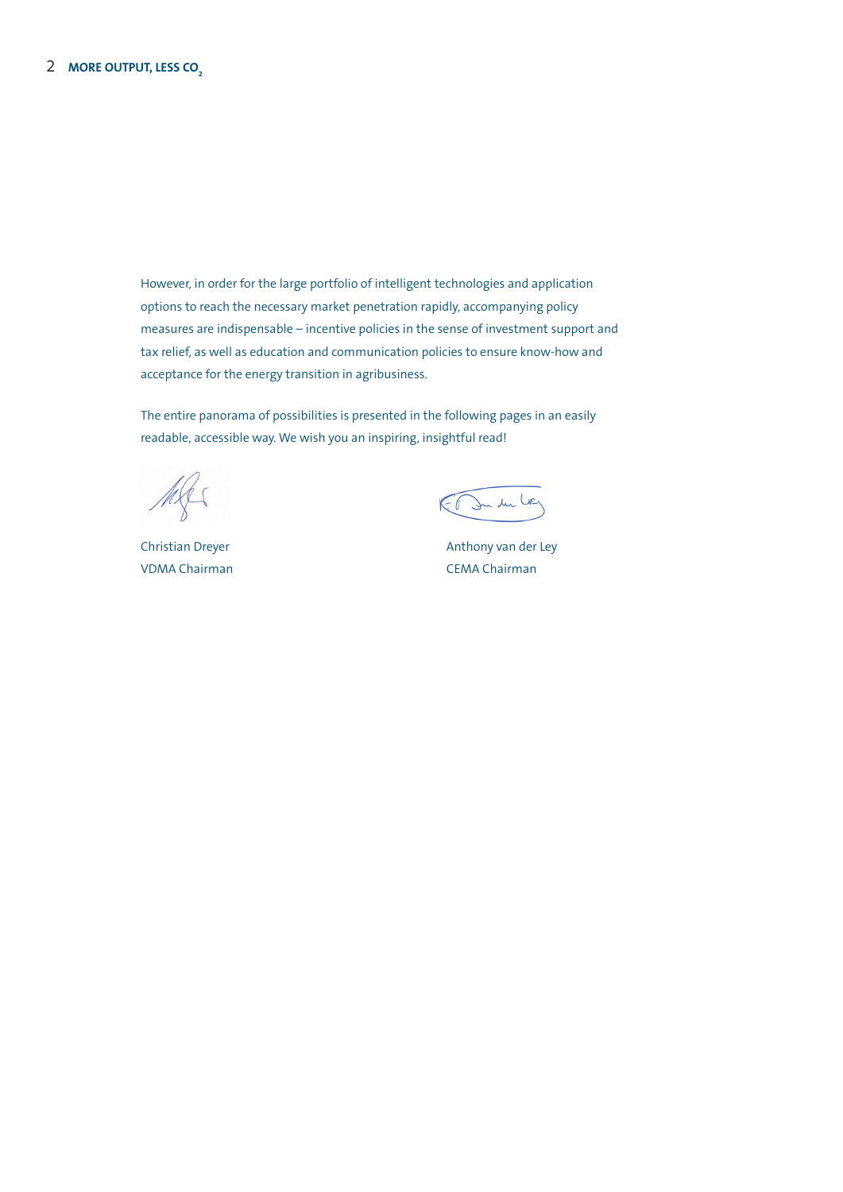However, in order for the large portfolio of intelligent technologies and application options to reach the necessary market penetration rapidly, accompanying policy measures are indispensable – incentive policies in the sense of investment support and tax relief, as well as education and communication policies to ensure know-how and acceptance for the energy transition in agribusiness.

The entire panorama of possibilities is presented in the following pages in an easily readable, accessible way. We wish you an inspiring, insightful read!

Christian Dreyer
VDMA Chairman

Anthony van der Ley
CEMA Chairman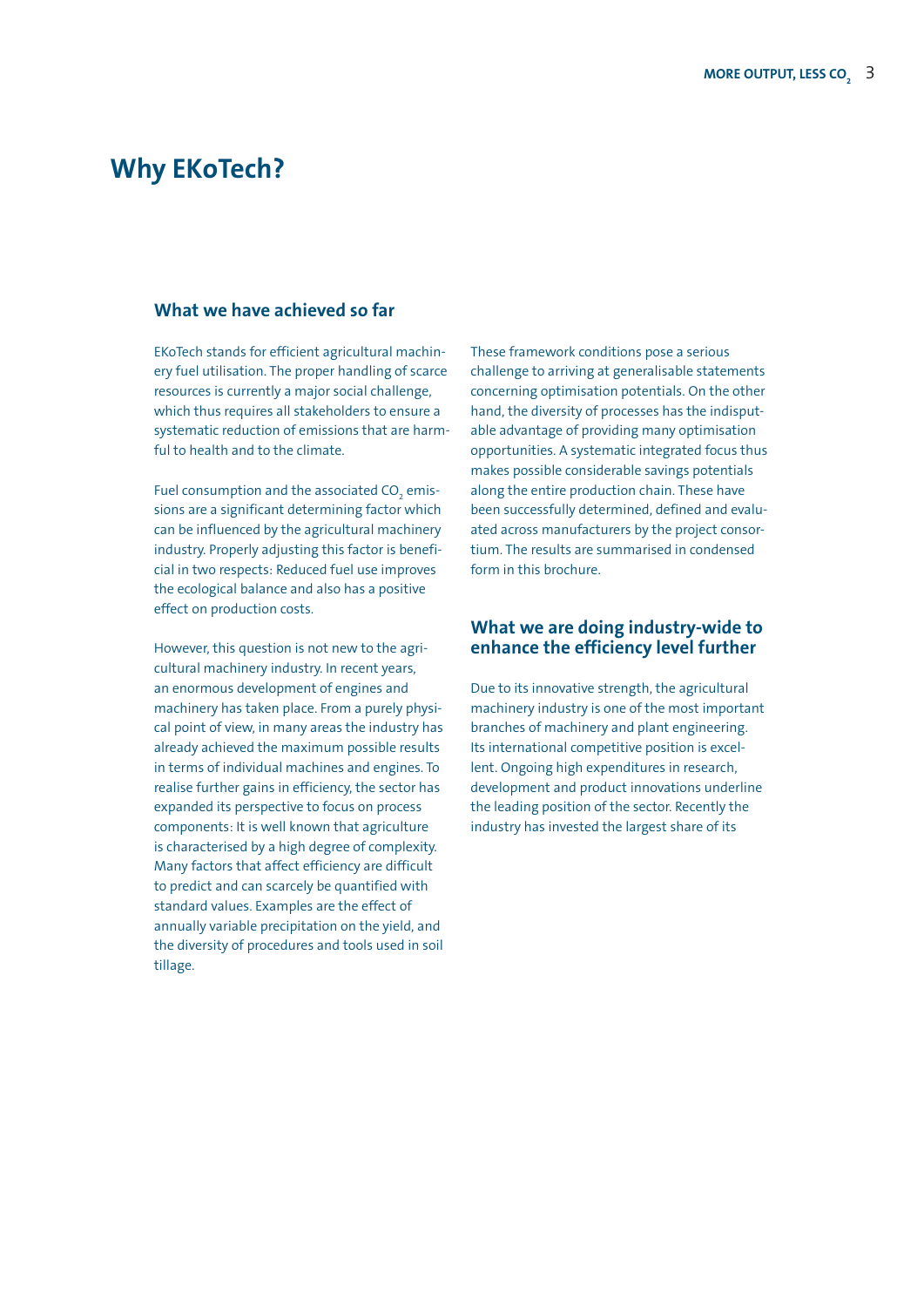# Why EKoTech?

## What we have achieved so far

EKoTech stands for efficient agricultural machinery fuel utilisation. The proper handling of scarce resources is currently a major social challenge, which thus requires all stakeholders to ensure a systematic reduction of emissions that are harmful to health and to the climate.

Fuel consumption and the associated $CO_2$ emissions are a significant determining factor which can be influenced by the agricultural machinery industry. Properly adjusting this factor is beneficial in two respects: Reduced fuel use improves the ecological balance and also has a positive effect on production costs.

However, this question is not new to the agricultural machinery industry. In recent years, an enormous development of engines and machinery has taken place. From a purely physical point of view, in many areas the industry has already achieved the maximum possible results in terms of individual machines and engines. To realise further gains in efficiency, the sector has expanded its perspective to focus on process components: It is well known that agriculture is characterised by a high degree of complexity. Many factors that affect efficiency are difficult to predict and can scarcely be quantified with standard values. Examples are the effect of annually variable precipitation on the yield, and the diversity of procedures and tools used in soil tillage.

These framework conditions pose a serious challenge to arriving at generalisable statements concerning optimisation potentials. On the other hand, the diversity of processes has the indisputable advantage of providing many optimisation opportunities. A systematic integrated focus thus makes possible considerable savings potentials along the entire production chain. These have been successfully determined, defined and evaluated across manufacturers by the project consortium. The results are summarised in condensed form in this brochure.

## What we are doing industry-wide to enhance the efficiency level further

Due to its innovative strength, the agricultural machinery industry is one of the most important branches of machinery and plant engineering. Its international competitive position is excellent. Ongoing high expenditures in research, development and product innovations underline the leading position of the sector. Recently the industry has invested the largest share of its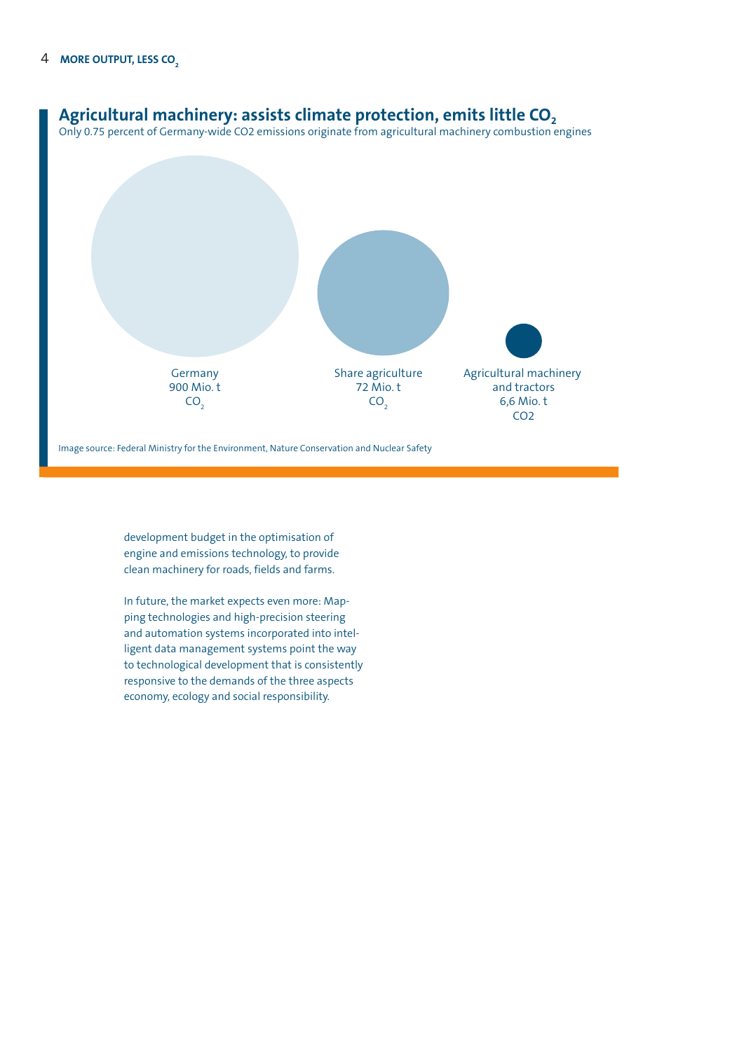## Agricultural machinery: assists climate protection, emits little $CO_2$

Only 0.75 percent of Germany-wide CO2 emissions originate from agricultural machinery combustion engines

Germany
900 Mio. t
$CO_2$

Share agriculture
72 Mio. t
$CO_2$

Agricultural machinery and tractors
6,6 Mio. t
CO2

Image source: Federal Ministry for the Environment, Nature Conservation and Nuclear Safety

development budget in the optimisation of engine and emissions technology, to provide clean machinery for roads, fields and farms.

In future, the market expects even more: Mapping technologies and high-precision steering and automation systems incorporated into intelligent data management systems point the way to technological development that is consistently responsive to the demands of the three aspects economy, ecology and social responsibility.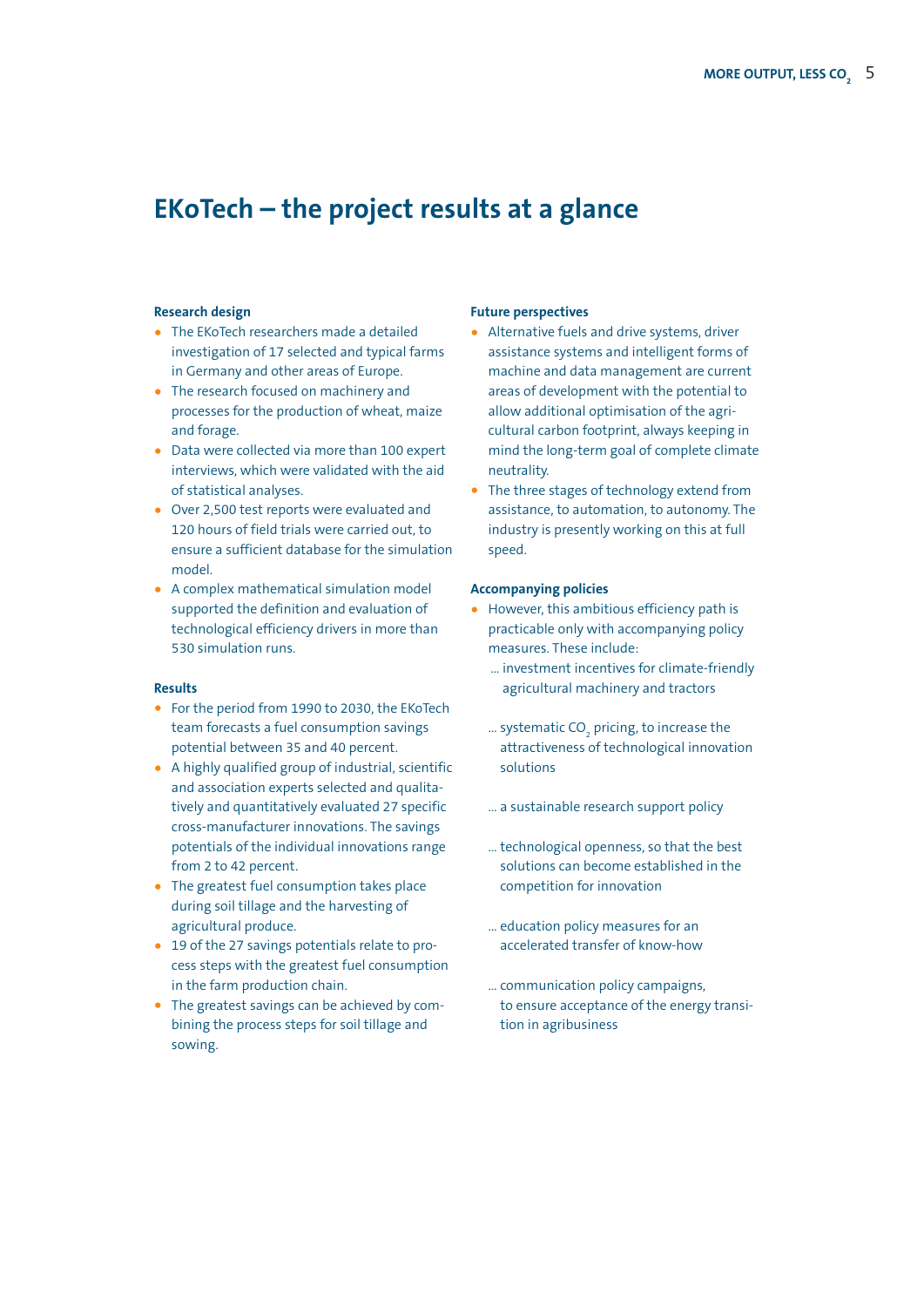# EKoTech – the project results at a glance

### Research design

- The EKoTech researchers made a detailed investigation of 17 selected and typical farms in Germany and other areas of Europe.
- The research focused on machinery and processes for the production of wheat, maize and forage.
- Data were collected via more than 100 expert interviews, which were validated with the aid of statistical analyses.
- Over 2,500 test reports were evaluated and 120 hours of field trials were carried out, to ensure a sufficient database for the simulation model.
- A complex mathematical simulation model supported the definition and evaluation of technological efficiency drivers in more than 530 simulation runs.

### Results

- For the period from 1990 to 2030, the EKoTech team forecasts a fuel consumption savings potential between 35 and 40 percent.
- A highly qualified group of industrial, scientific and association experts selected and qualitatively and quantitatively evaluated 27 specific cross-manufacturer innovations. The savings potentials of the individual innovations range from 2 to 42 percent.
- The greatest fuel consumption takes place during soil tillage and the harvesting of agricultural produce.
- 19 of the 27 savings potentials relate to process steps with the greatest fuel consumption in the farm production chain.
- The greatest savings can be achieved by combining the process steps for soil tillage and sowing.

### Future perspectives

- Alternative fuels and drive systems, driver assistance systems and intelligent forms of machine and data management are current areas of development with the potential to allow additional optimisation of the agricultural carbon footprint, always keeping in mind the long-term goal of complete climate neutrality.
- The three stages of technology extend from assistance, to automation, to autonomy. The industry is presently working on this at full speed.

### Accompanying policies

- However, this ambitious efficiency path is practicable only with accompanying policy measures. These include:

  ... investment incentives for climate-friendly agricultural machinery and tractors

  ... systematic $CO_2$ pricing, to increase the attractiveness of technological innovation solutions

  ... a sustainable research support policy

  ... technological openness, so that the best solutions can become established in the competition for innovation

  ... education policy measures for an accelerated transfer of know-how

  ... communication policy campaigns, to ensure acceptance of the energy transition in agribusiness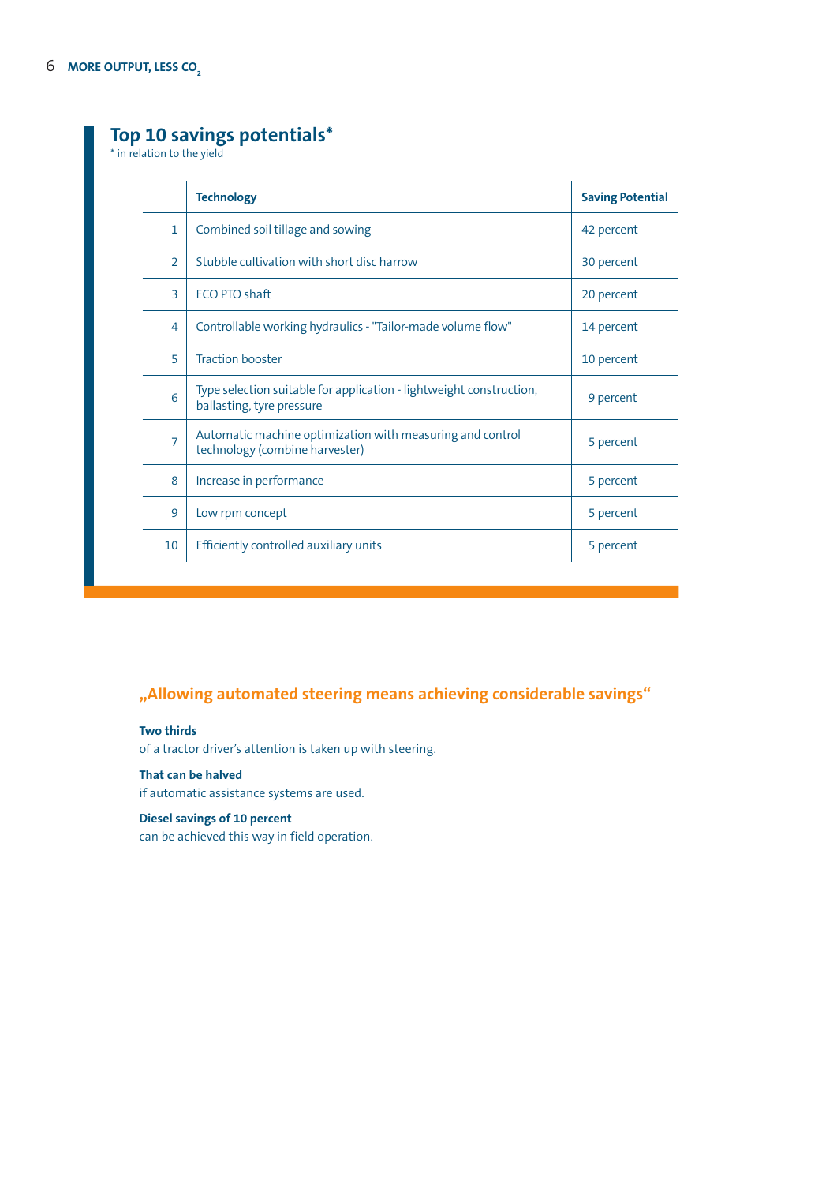## Top 10 savings potentials*

\* in relation to the yield

| | Technology | Saving Potential |
|---|---|---|
| 1 | Combined soil tillage and sowing | 42 percent |
| 2 | Stubble cultivation with short disc harrow | 30 percent |
| 3 | ECO PTO shaft | 20 percent |
| 4 | Controllable working hydraulics - "Tailor-made volume flow" | 14 percent |
| 5 | Traction booster | 10 percent |
| 6 | Type selection suitable for application - lightweight construction, ballasting, tyre pressure | 9 percent |
| 7 | Automatic machine optimization with measuring and control technology (combine harvester) | 5 percent |
| 8 | Increase in performance | 5 percent |
| 9 | Low rpm concept | 5 percent |
| 10 | Efficiently controlled auxiliary units | 5 percent |

### „Allowing automated steering means achieving considerable savings“

**Two thirds**
of a tractor driver’s attention is taken up with steering.

**That can be halved**
if automatic assistance systems are used.

**Diesel savings of 10 percent**
can be achieved this way in field operation.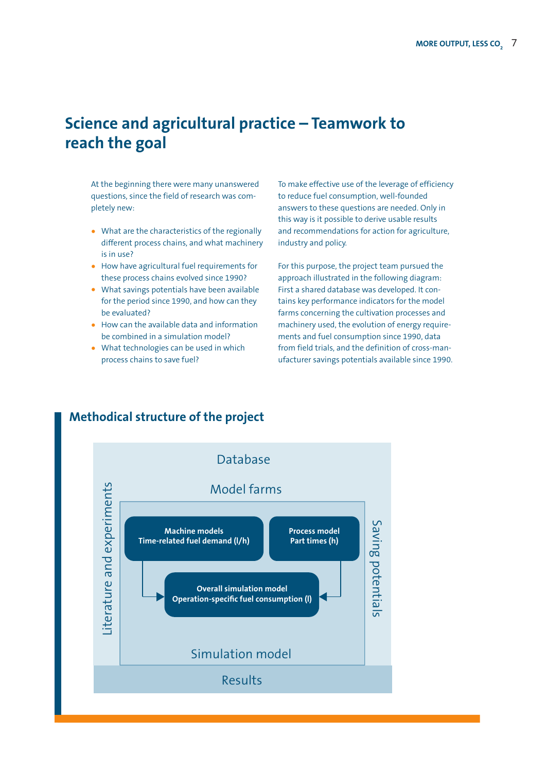# Science and agricultural practice – Teamwork to reach the goal

At the beginning there were many unanswered questions, since the field of research was completely new:

- What are the characteristics of the regionally different process chains, and what machinery is in use?
- How have agricultural fuel requirements for these process chains evolved since 1990?
- What savings potentials have been available for the period since 1990, and how can they be evaluated?
- How can the available data and information be combined in a simulation model?
- What technologies can be used in which process chains to save fuel?

To make effective use of the leverage of efficiency to reduce fuel consumption, well-founded answers to these questions are needed. Only in this way is it possible to derive usable results and recommendations for action for agriculture, industry and policy.

For this purpose, the project team pursued the approach illustrated in the following diagram: First a shared database was developed. It contains key performance indicators for the model farms concerning the cultivation processes and machinery used, the evolution of energy requirements and fuel consumption since 1990, data from field trials, and the definition of cross-manufacturer savings potentials available since 1990.

## Methodical structure of the project

Database

Model farms

Literature and experiments

Saving potentials

**Machine models**
**Time-related fuel demand (l/h)**

**Process model**
**Part times (h)**

**Overall simulation model**
**Operation-specific fuel consumption (l)**

Simulation model

Results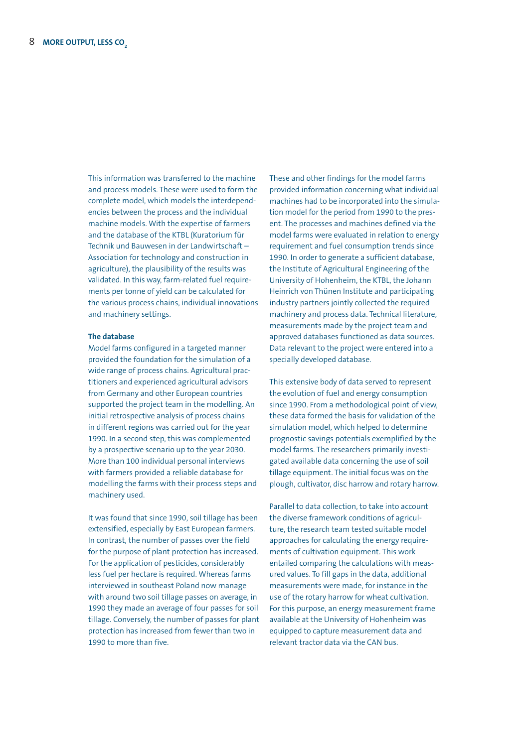This information was transferred to the machine and process models. These were used to form the complete model, which models the interdependencies between the process and the individual machine models. With the expertise of farmers and the database of the KTBL (Kuratorium für Technik und Bauwesen in der Landwirtschaft – Association for technology and construction in agriculture), the plausibility of the results was validated. In this way, farm-related fuel requirements per tonne of yield can be calculated for the various process chains, individual innovations and machinery settings.

**The database**

Model farms configured in a targeted manner provided the foundation for the simulation of a wide range of process chains. Agricultural practitioners and experienced agricultural advisors from Germany and other European countries supported the project team in the modelling. An initial retrospective analysis of process chains in different regions was carried out for the year 1990. In a second step, this was complemented by a prospective scenario up to the year 2030. More than 100 individual personal interviews with farmers provided a reliable database for modelling the farms with their process steps and machinery used.

It was found that since 1990, soil tillage has been extensified, especially by East European farmers. In contrast, the number of passes over the field for the purpose of plant protection has increased. For the application of pesticides, considerably less fuel per hectare is required. Whereas farms interviewed in southeast Poland now manage with around two soil tillage passes on average, in 1990 they made an average of four passes for soil tillage. Conversely, the number of passes for plant protection has increased from fewer than two in 1990 to more than five.

These and other findings for the model farms provided information concerning what individual machines had to be incorporated into the simulation model for the period from 1990 to the present. The processes and machines defined via the model farms were evaluated in relation to energy requirement and fuel consumption trends since 1990. In order to generate a sufficient database, the Institute of Agricultural Engineering of the University of Hohenheim, the KTBL, the Johann Heinrich von Thünen Institute and participating industry partners jointly collected the required machinery and process data. Technical literature, measurements made by the project team and approved databases functioned as data sources. Data relevant to the project were entered into a specially developed database.

This extensive body of data served to represent the evolution of fuel and energy consumption since 1990. From a methodological point of view, these data formed the basis for validation of the simulation model, which helped to determine prognostic savings potentials exemplified by the model farms. The researchers primarily investigated available data concerning the use of soil tillage equipment. The initial focus was on the plough, cultivator, disc harrow and rotary harrow.

Parallel to data collection, to take into account the diverse framework conditions of agriculture, the research team tested suitable model approaches for calculating the energy requirements of cultivation equipment. This work entailed comparing the calculations with measured values. To fill gaps in the data, additional measurements were made, for instance in the use of the rotary harrow for wheat cultivation. For this purpose, an energy measurement frame available at the University of Hohenheim was equipped to capture measurement data and relevant tractor data via the CAN bus.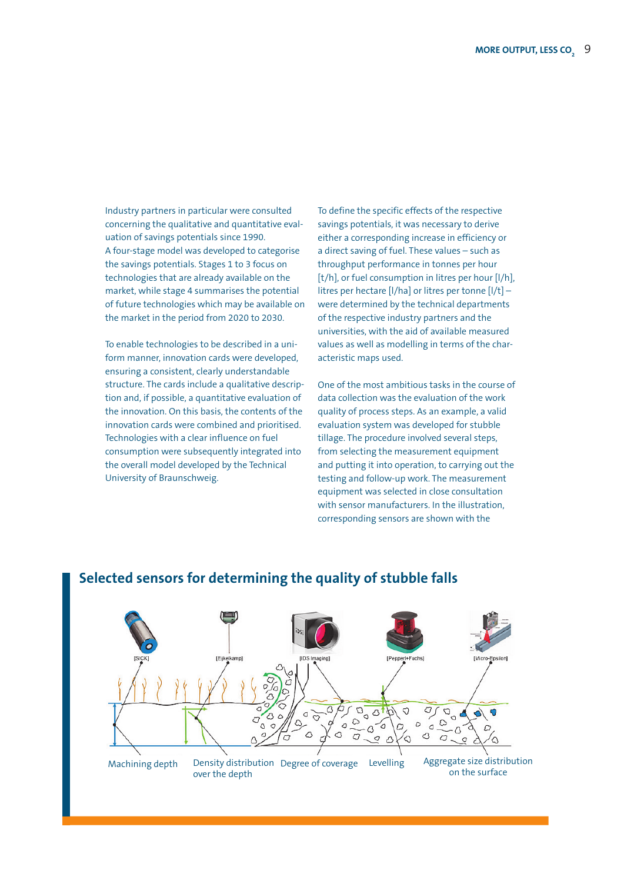Industry partners in particular were consulted concerning the qualitative and quantitative evaluation of savings potentials since 1990. A four-stage model was developed to categorise the savings potentials. Stages 1 to 3 focus on technologies that are already available on the market, while stage 4 summarises the potential of future technologies which may be available on the market in the period from 2020 to 2030.

To enable technologies to be described in a uniform manner, innovation cards were developed, ensuring a consistent, clearly understandable structure. The cards include a qualitative description and, if possible, a quantitative evaluation of the innovation. On this basis, the contents of the innovation cards were combined and prioritised. Technologies with a clear influence on fuel consumption were subsequently integrated into the overall model developed by the Technical University of Braunschweig.

To define the specific effects of the respective savings potentials, it was necessary to derive either a corresponding increase in efficiency or a direct saving of fuel. These values – such as throughput performance in tonnes per hour [t/h], or fuel consumption in litres per hour [l/h], litres per hectare [l/ha] or litres per tonne [l/t] – were determined by the technical departments of the respective industry partners and the universities, with the aid of available measured values as well as modelling in terms of the characteristic maps used.

One of the most ambitious tasks in the course of data collection was the evaluation of the work quality of process steps. As an example, a valid evaluation system was developed for stubble tillage. The procedure involved several steps, from selecting the measurement equipment and putting it into operation, to carrying out the testing and follow-up work. The measurement equipment was selected in close consultation with sensor manufacturers. In the illustration, corresponding sensors are shown with the

## Selected sensors for determining the quality of stubble falls

[SICK] [Eijkelkamp] [IDS Imaging] [Pepperl+Fuchs] [Micro-Epsilon]

Machining depth | Density distribution over the depth | Degree of coverage | Levelling | Aggregate size distribution on the surface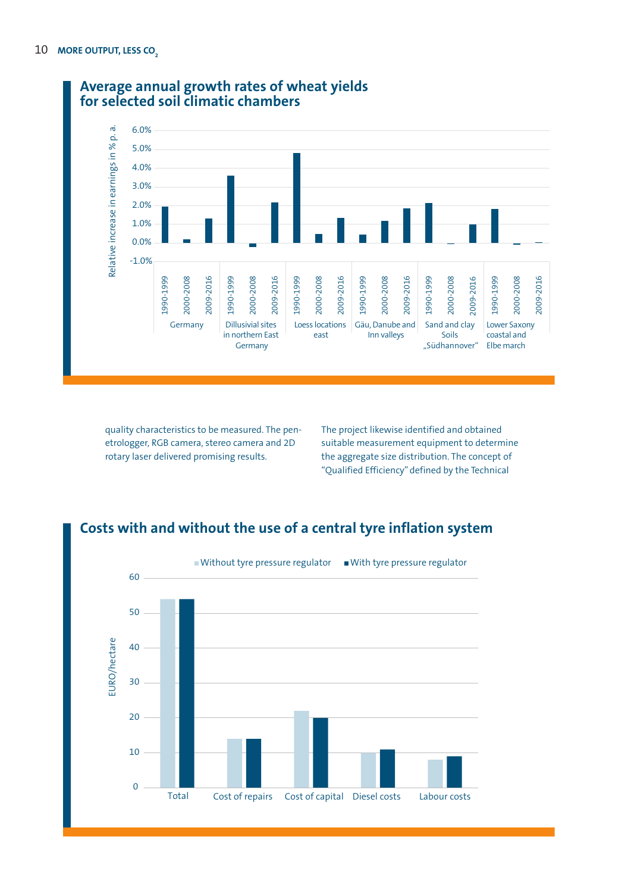## Average annual growth rates of wheat yields for selected soil climatic chambers

quality characteristics to be measured. The penetrologger, RGB camera, stereo camera and 2D rotary laser delivered promising results.

The project likewise identified and obtained suitable measurement equipment to determine the aggregate size distribution. The concept of "Qualified Efficiency" defined by the Technical

## Costs with and without the use of a central tyre inflation system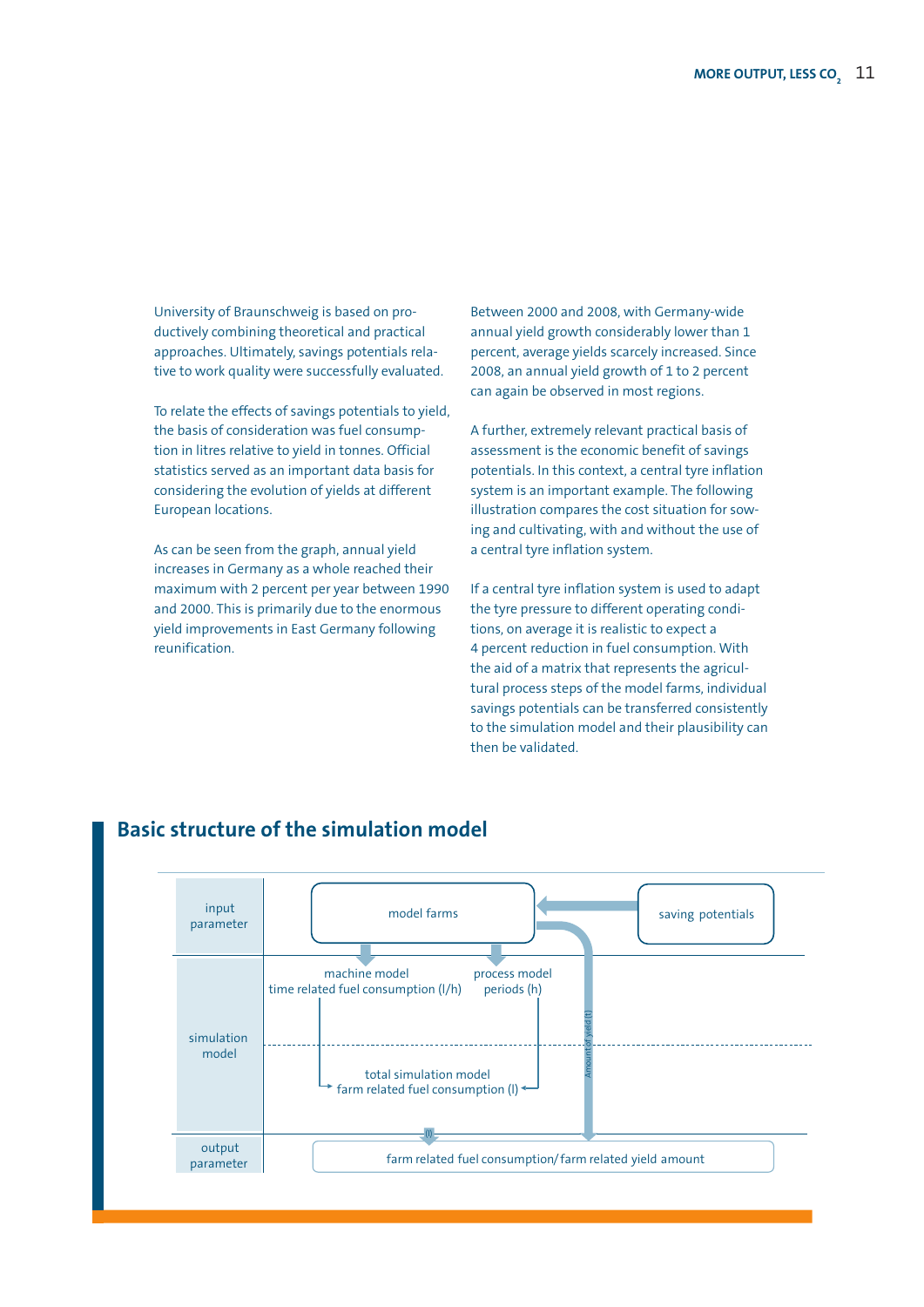University of Braunschweig is based on productively combining theoretical and practical approaches. Ultimately, savings potentials relative to work quality were successfully evaluated.

To relate the effects of savings potentials to yield, the basis of consideration was fuel consumption in litres relative to yield in tonnes. Official statistics served as an important data basis for considering the evolution of yields at different European locations.

As can be seen from the graph, annual yield increases in Germany as a whole reached their maximum with 2 percent per year between 1990 and 2000. This is primarily due to the enormous yield improvements in East Germany following reunification.

Between 2000 and 2008, with Germany-wide annual yield growth considerably lower than 1 percent, average yields scarcely increased. Since 2008, an annual yield growth of 1 to 2 percent can again be observed in most regions.

A further, extremely relevant practical basis of assessment is the economic benefit of savings potentials. In this context, a central tyre inflation system is an important example. The following illustration compares the cost situation for sowing and cultivating, with and without the use of a central tyre inflation system.

If a central tyre inflation system is used to adapt the tyre pressure to different operating conditions, on average it is realistic to expect a 4 percent reduction in fuel consumption. With the aid of a matrix that represents the agricultural process steps of the model farms, individual savings potentials can be transferred consistently to the simulation model and their plausibility can then be validated.

## Basic structure of the simulation model

| | | |
|---|---|---|
| input parameter | model farms | saving potentials |
| simulation model | machine model: time related fuel consumption (l/h); process model: periods (h) → total simulation model: farm related fuel consumption (l) | Amount of yield (t) |
| output parameter | farm related fuel consumption/ farm related yield amount | |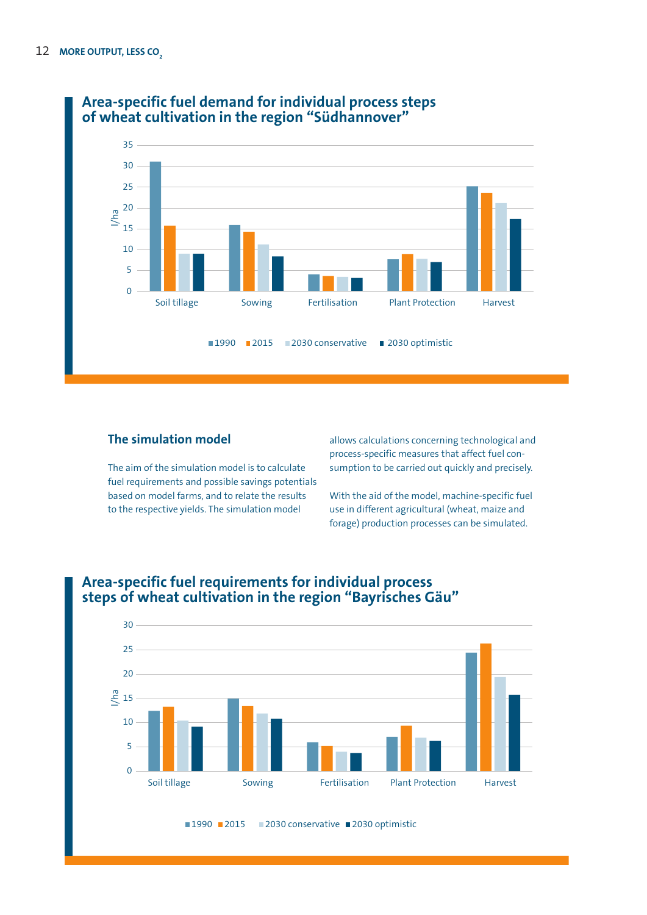## Area-specific fuel demand for individual process steps of wheat cultivation in the region "Südhannover"

| l/ha | 1990 | 2015 | 2030 conservative | 2030 optimistic |
|---|---|---|---|---|
| Soil tillage | 31 | 15.7 | 9 | 9 |
| Sowing | 15.8 | 14.2 | 11.2 | 8.3 |
| Fertilisation | 4 | 3.6 | 3.4 | 3.2 |
| Plant Protection | 7.6 | 8.9 | 7.7 | 6.9 |
| Harvest | 25.1 | 23.5 | 21.1 | 17.3 |

### The simulation model

The aim of the simulation model is to calculate fuel requirements and possible savings potentials based on model farms, and to relate the results to the respective yields. The simulation model allows calculations concerning technological and process-specific measures that affect fuel consumption to be carried out quickly and precisely.

With the aid of the model, machine-specific fuel use in different agricultural (wheat, maize and forage) production processes can be simulated.

## Area-specific fuel requirements for individual process steps of wheat cultivation in the region "Bayrisches Gäu"

| l/ha | 1990 | 2015 | 2030 conservative | 2030 optimistic |
|---|---|---|---|---|
| Soil tillage | 12.3 | 13.2 | 10.3 | 9.1 |
| Sowing | 14.9 | 13.4 | 11.8 | 10.7 |
| Fertilisation | 5.9 | 5.1 | 4 | 3.7 |
| Plant Protection | 7 | 9.3 | 6.8 | 6.1 |
| Harvest | 24.3 | 26.2 | 19.3 | 15.7 |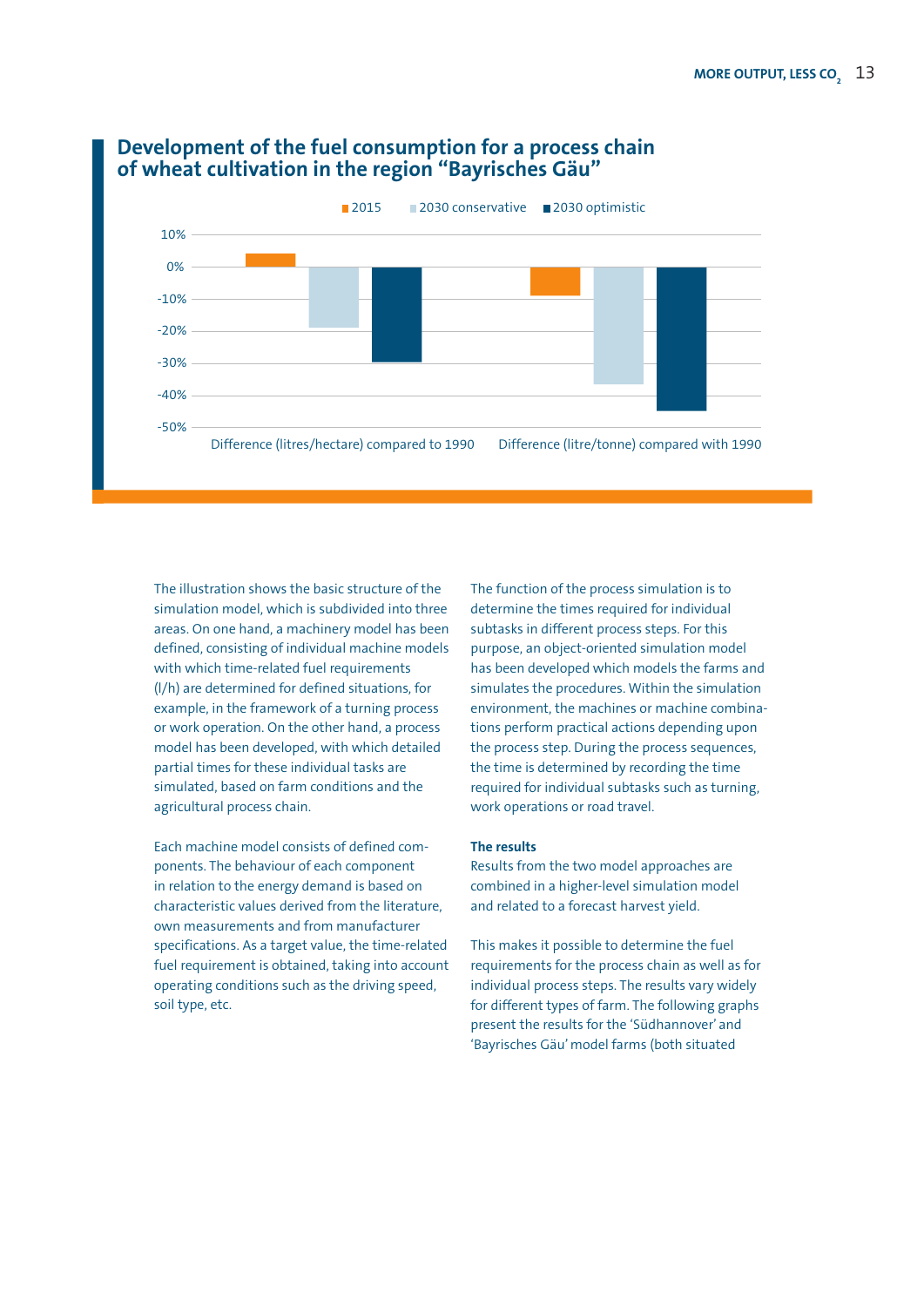## Development of the fuel consumption for a process chain of wheat cultivation in the region "Bayrisches Gäu"

2015 | 2030 conservative | 2030 optimistic

10% | 0% | -10% | -20% | -30% | -40% | -50%

Difference (litres/hectare) compared to 1990 | Difference (litre/tonne) compared with 1990

The illustration shows the basic structure of the simulation model, which is subdivided into three areas. On one hand, a machinery model has been defined, consisting of individual machine models with which time-related fuel requirements (l/h) are determined for defined situations, for example, in the framework of a turning process or work operation. On the other hand, a process model has been developed, with which detailed partial times for these individual tasks are simulated, based on farm conditions and the agricultural process chain.

Each machine model consists of defined components. The behaviour of each component in relation to the energy demand is based on characteristic values derived from the literature, own measurements and from manufacturer specifications. As a target value, the time-related fuel requirement is obtained, taking into account operating conditions such as the driving speed, soil type, etc.

The function of the process simulation is to determine the times required for individual subtasks in different process steps. For this purpose, an object-oriented simulation model has been developed which models the farms and simulates the procedures. Within the simulation environment, the machines or machine combinations perform practical actions depending upon the process step. During the process sequences, the time is determined by recording the time required for individual subtasks such as turning, work operations or road travel.

**The results**

Results from the two model approaches are combined in a higher-level simulation model and related to a forecast harvest yield.

This makes it possible to determine the fuel requirements for the process chain as well as for individual process steps. The results vary widely for different types of farm. The following graphs present the results for the 'Südhannover' and 'Bayrisches Gäu' model farms (both situated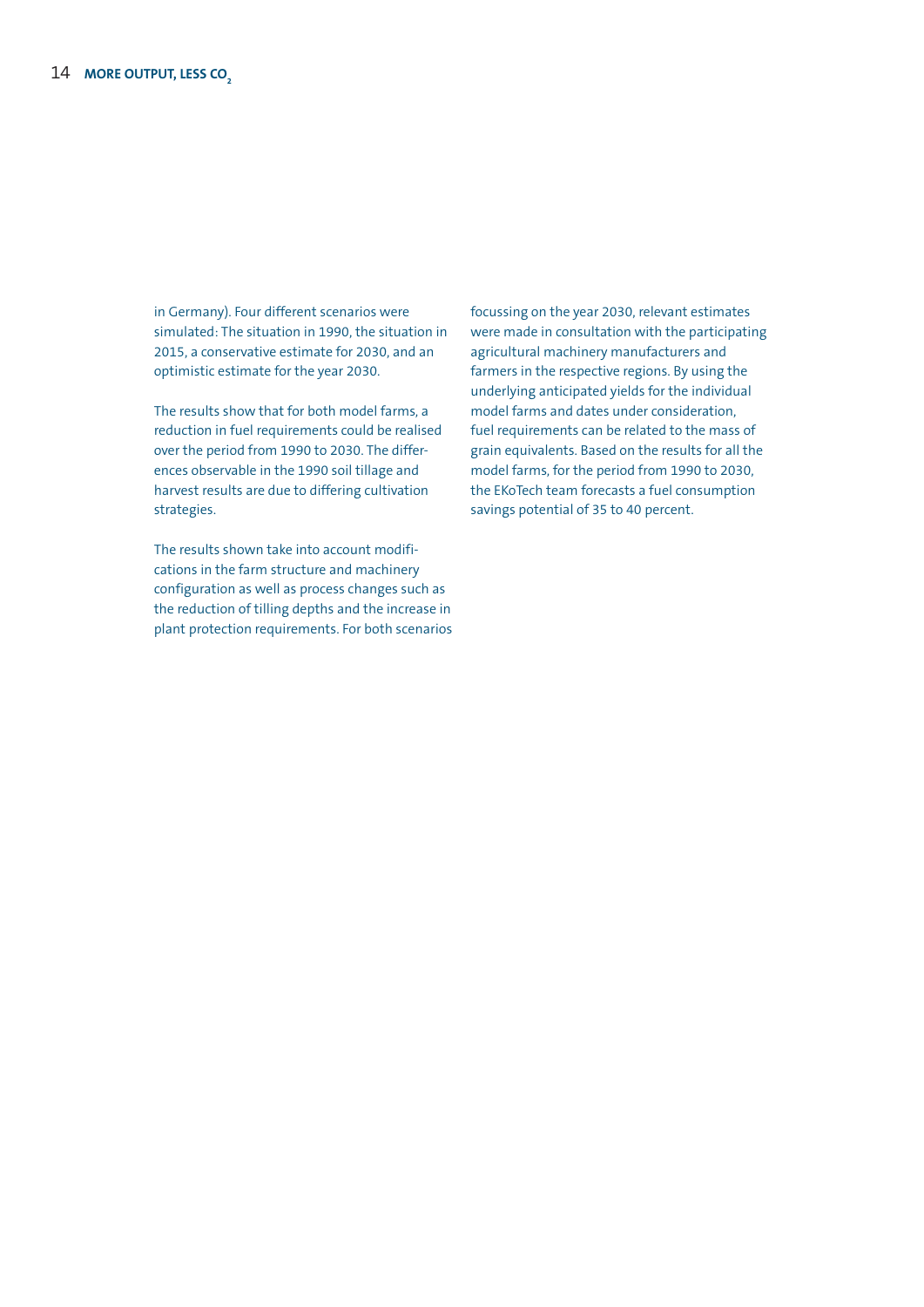in Germany). Four different scenarios were simulated: The situation in 1990, the situation in 2015, a conservative estimate for 2030, and an optimistic estimate for the year 2030.

The results show that for both model farms, a reduction in fuel requirements could be realised over the period from 1990 to 2030. The differences observable in the 1990 soil tillage and harvest results are due to differing cultivation strategies.

The results shown take into account modifications in the farm structure and machinery configuration as well as process changes such as the reduction of tilling depths and the increase in plant protection requirements. For both scenarios focussing on the year 2030, relevant estimates were made in consultation with the participating agricultural machinery manufacturers and farmers in the respective regions. By using the underlying anticipated yields for the individual model farms and dates under consideration, fuel requirements can be related to the mass of grain equivalents. Based on the results for all the model farms, for the period from 1990 to 2030, the EKoTech team forecasts a fuel consumption savings potential of 35 to 40 percent.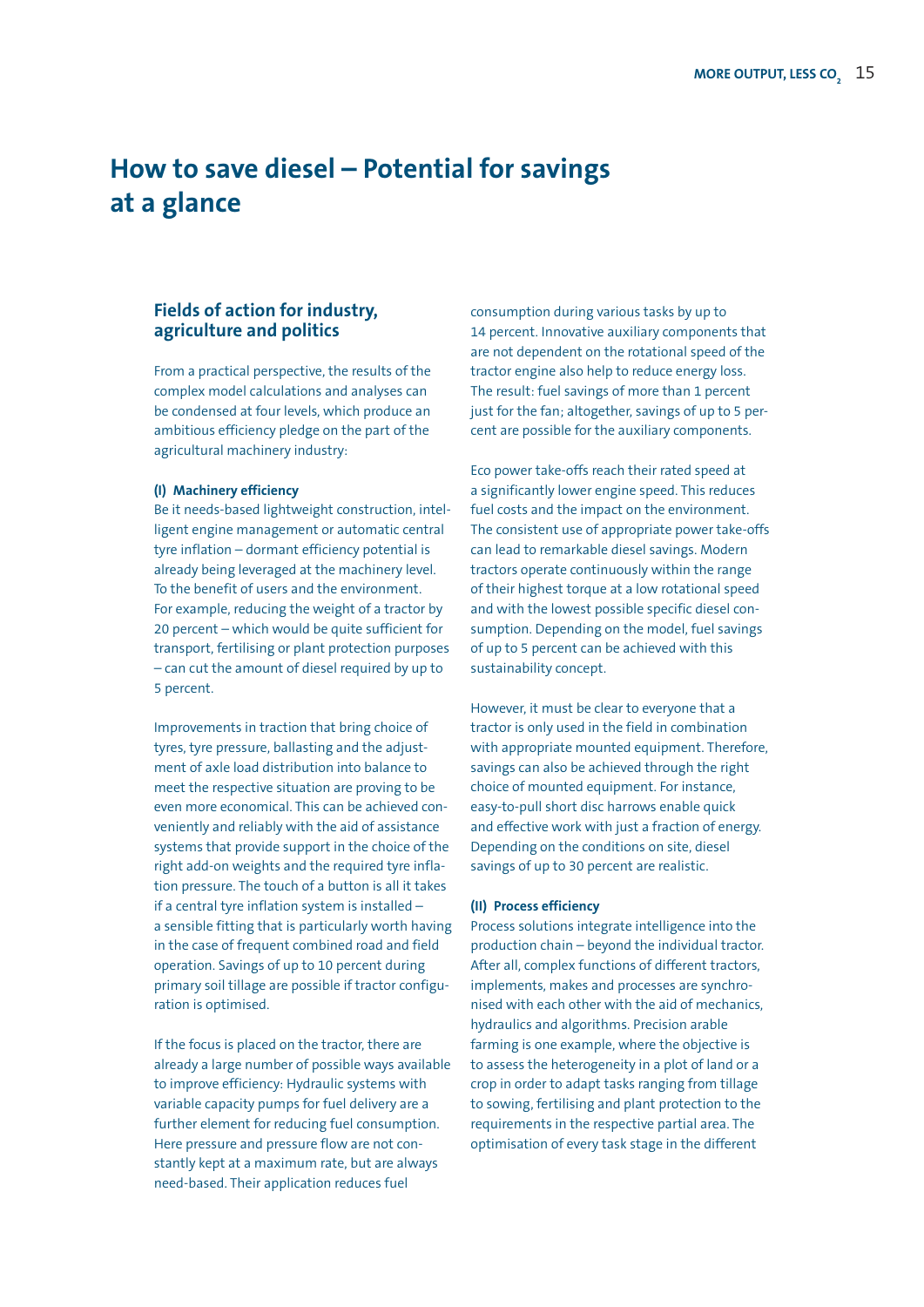# How to save diesel – Potential for savings at a glance

## Fields of action for industry, agriculture and politics

From a practical perspective, the results of the complex model calculations and analyses can be condensed at four levels, which produce an ambitious efficiency pledge on the part of the agricultural machinery industry:

#### (I) Machinery efficiency

Be it needs-based lightweight construction, intelligent engine management or automatic central tyre inflation – dormant efficiency potential is already being leveraged at the machinery level. To the benefit of users and the environment. For example, reducing the weight of a tractor by 20 percent – which would be quite sufficient for transport, fertilising or plant protection purposes – can cut the amount of diesel required by up to 5 percent.

Improvements in traction that bring choice of tyres, tyre pressure, ballasting and the adjustment of axle load distribution into balance to meet the respective situation are proving to be even more economical. This can be achieved conveniently and reliably with the aid of assistance systems that provide support in the choice of the right add-on weights and the required tyre inflation pressure. The touch of a button is all it takes if a central tyre inflation system is installed – a sensible fitting that is particularly worth having in the case of frequent combined road and field operation. Savings of up to 10 percent during primary soil tillage are possible if tractor configuration is optimised.

If the focus is placed on the tractor, there are already a large number of possible ways available to improve efficiency: Hydraulic systems with variable capacity pumps for fuel delivery are a further element for reducing fuel consumption. Here pressure and pressure flow are not constantly kept at a maximum rate, but are always need-based. Their application reduces fuel consumption during various tasks by up to 14 percent. Innovative auxiliary components that are not dependent on the rotational speed of the tractor engine also help to reduce energy loss. The result: fuel savings of more than 1 percent just for the fan; altogether, savings of up to 5 percent are possible for the auxiliary components.

Eco power take-offs reach their rated speed at a significantly lower engine speed. This reduces fuel costs and the impact on the environment. The consistent use of appropriate power take-offs can lead to remarkable diesel savings. Modern tractors operate continuously within the range of their highest torque at a low rotational speed and with the lowest possible specific diesel consumption. Depending on the model, fuel savings of up to 5 percent can be achieved with this sustainability concept.

However, it must be clear to everyone that a tractor is only used in the field in combination with appropriate mounted equipment. Therefore, savings can also be achieved through the right choice of mounted equipment. For instance, easy-to-pull short disc harrows enable quick and effective work with just a fraction of energy. Depending on the conditions on site, diesel savings of up to 30 percent are realistic.

#### (II) Process efficiency

Process solutions integrate intelligence into the production chain – beyond the individual tractor. After all, complex functions of different tractors, implements, makes and processes are synchronised with each other with the aid of mechanics, hydraulics and algorithms. Precision arable farming is one example, where the objective is to assess the heterogeneity in a plot of land or a crop in order to adapt tasks ranging from tillage to sowing, fertilising and plant protection to the requirements in the respective partial area. The optimisation of every task stage in the different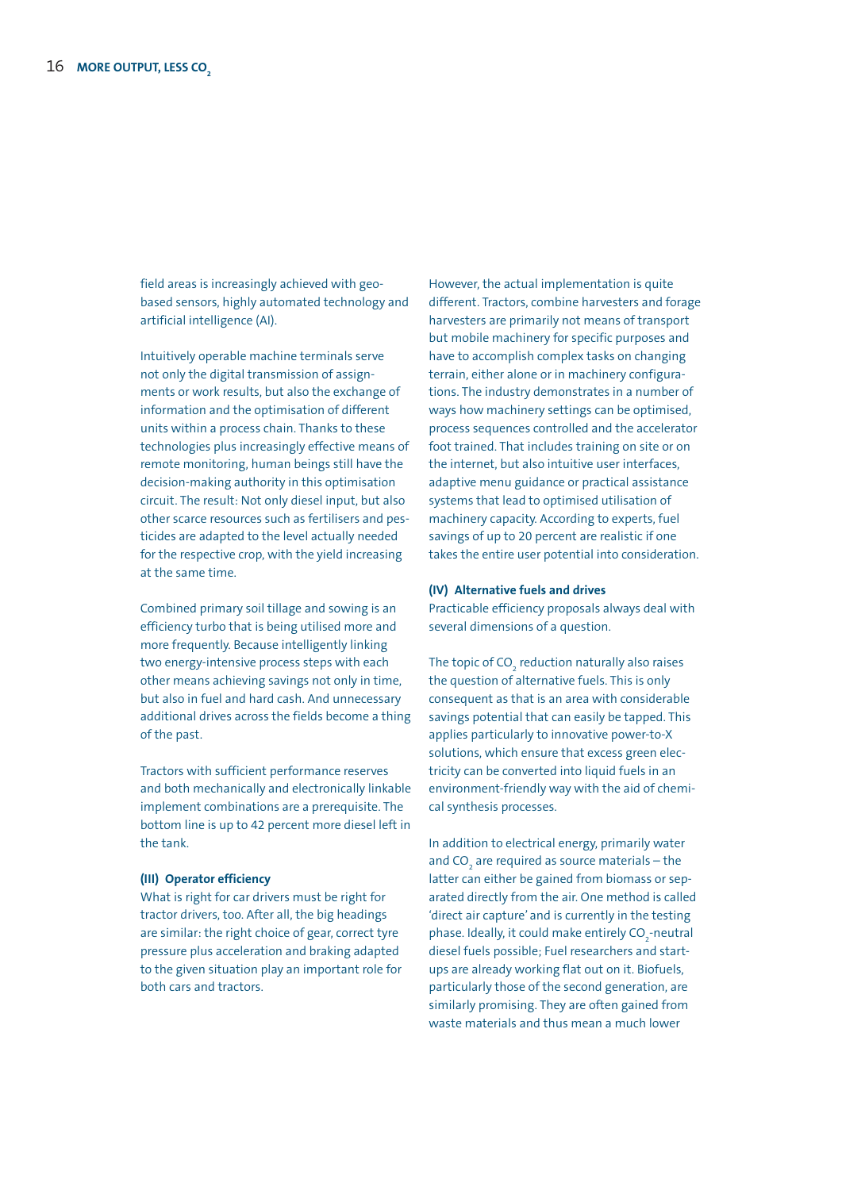field areas is increasingly achieved with geo-based sensors, highly automated technology and artificial intelligence (AI).

Intuitively operable machine terminals serve not only the digital transmission of assignments or work results, but also the exchange of information and the optimisation of different units within a process chain. Thanks to these technologies plus increasingly effective means of remote monitoring, human beings still have the decision-making authority in this optimisation circuit. The result: Not only diesel input, but also other scarce resources such as fertilisers and pesticides are adapted to the level actually needed for the respective crop, with the yield increasing at the same time.

Combined primary soil tillage and sowing is an efficiency turbo that is being utilised more and more frequently. Because intelligently linking two energy-intensive process steps with each other means achieving savings not only in time, but also in fuel and hard cash. And unnecessary additional drives across the fields become a thing of the past.

Tractors with sufficient performance reserves and both mechanically and electronically linkable implement combinations are a prerequisite. The bottom line is up to 42 percent more diesel left in the tank.

#### (III) Operator efficiency

What is right for car drivers must be right for tractor drivers, too. After all, the big headings are similar: the right choice of gear, correct tyre pressure plus acceleration and braking adapted to the given situation play an important role for both cars and tractors.

However, the actual implementation is quite different. Tractors, combine harvesters and forage harvesters are primarily not means of transport but mobile machinery for specific purposes and have to accomplish complex tasks on changing terrain, either alone or in machinery configurations. The industry demonstrates in a number of ways how machinery settings can be optimised, process sequences controlled and the accelerator foot trained. That includes training on site or on the internet, but also intuitive user interfaces, adaptive menu guidance or practical assistance systems that lead to optimised utilisation of machinery capacity. According to experts, fuel savings of up to 20 percent are realistic if one takes the entire user potential into consideration.

#### (IV) Alternative fuels and drives

Practicable efficiency proposals always deal with several dimensions of a question.

The topic of $CO_2$ reduction naturally also raises the question of alternative fuels. This is only consequent as that is an area with considerable savings potential that can easily be tapped. This applies particularly to innovative power-to-X solutions, which ensure that excess green electricity can be converted into liquid fuels in an environment-friendly way with the aid of chemical synthesis processes.

In addition to electrical energy, primarily water and $CO_2$ are required as source materials – the latter can either be gained from biomass or separated directly from the air. One method is called 'direct air capture' and is currently in the testing phase. Ideally, it could make entirely $CO_2$-neutral diesel fuels possible; Fuel researchers and start-ups are already working flat out on it. Biofuels, particularly those of the second generation, are similarly promising. They are often gained from waste materials and thus mean a much lower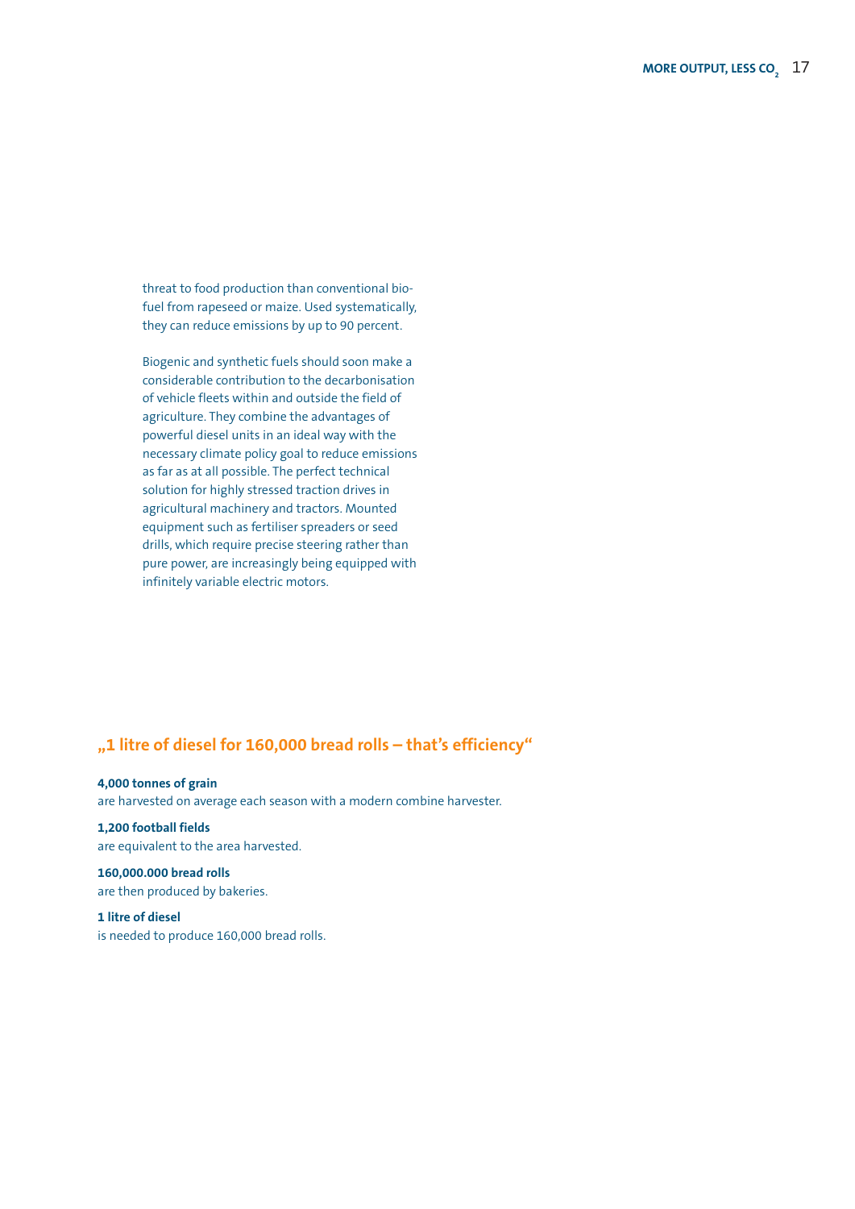threat to food production than conventional bio-fuel from rapeseed or maize. Used systematically, they can reduce emissions by up to 90 percent.

Biogenic and synthetic fuels should soon make a considerable contribution to the decarbonisation of vehicle fleets within and outside the field of agriculture. They combine the advantages of powerful diesel units in an ideal way with the necessary climate policy goal to reduce emissions as far as at all possible. The perfect technical solution for highly stressed traction drives in agricultural machinery and tractors. Mounted equipment such as fertiliser spreaders or seed drills, which require precise steering rather than pure power, are increasingly being equipped with infinitely variable electric motors.

## „1 litre of diesel for 160,000 bread rolls – that's efficiency"

**4,000 tonnes of grain**
are harvested on average each season with a modern combine harvester.

**1,200 football fields**
are equivalent to the area harvested.

**160,000.000 bread rolls**
are then produced by bakeries.

**1 litre of diesel**
is needed to produce 160,000 bread rolls.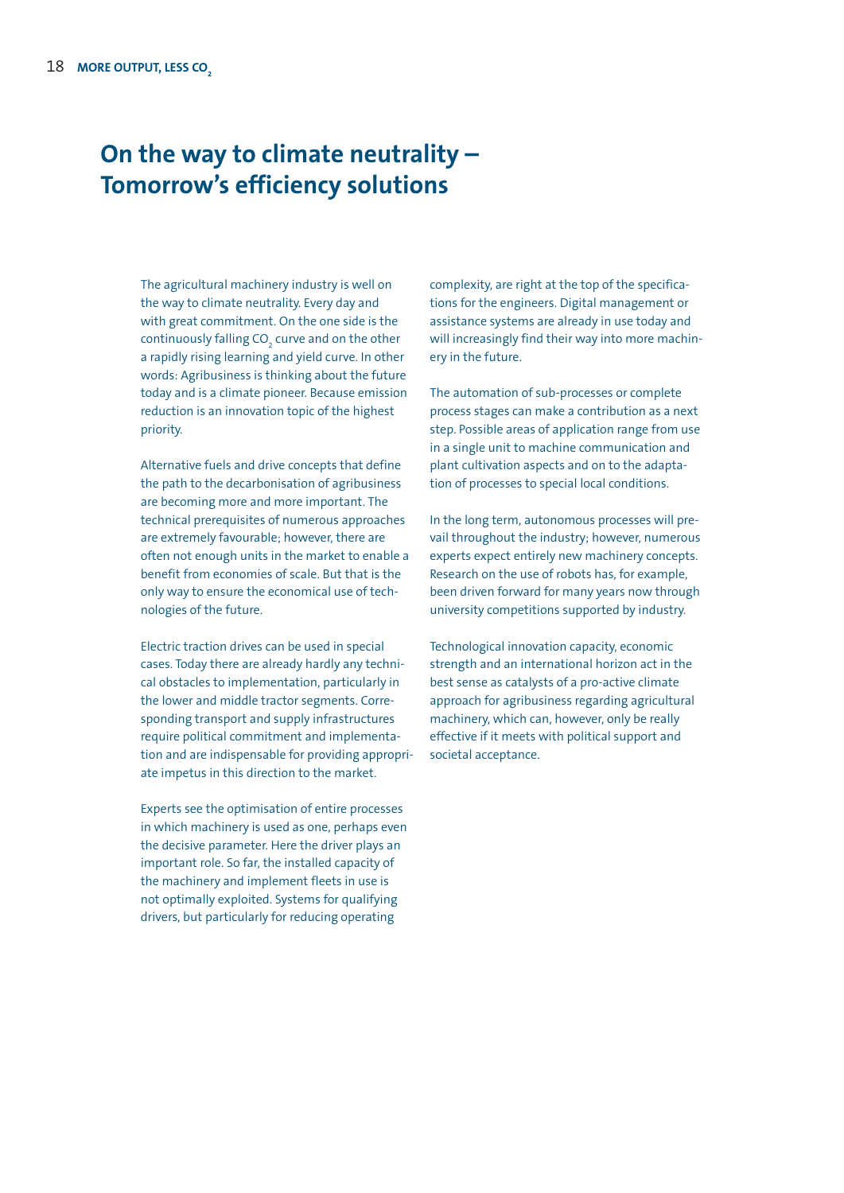# On the way to climate neutrality – Tomorrow's efficiency solutions

The agricultural machinery industry is well on the way to climate neutrality. Every day and with great commitment. On the one side is the continuously falling $CO_2$ curve and on the other a rapidly rising learning and yield curve. In other words: Agribusiness is thinking about the future today and is a climate pioneer. Because emission reduction is an innovation topic of the highest priority.

Alternative fuels and drive concepts that define the path to the decarbonisation of agribusiness are becoming more and more important. The technical prerequisites of numerous approaches are extremely favourable; however, there are often not enough units in the market to enable a benefit from economies of scale. But that is the only way to ensure the economical use of technologies of the future.

Electric traction drives can be used in special cases. Today there are already hardly any technical obstacles to implementation, particularly in the lower and middle tractor segments. Corresponding transport and supply infrastructures require political commitment and implementation and are indispensable for providing appropriate impetus in this direction to the market.

Experts see the optimisation of entire processes in which machinery is used as one, perhaps even the decisive parameter. Here the driver plays an important role. So far, the installed capacity of the machinery and implement fleets in use is not optimally exploited. Systems for qualifying drivers, but particularly for reducing operating complexity, are right at the top of the specifications for the engineers. Digital management or assistance systems are already in use today and will increasingly find their way into more machinery in the future.

The automation of sub-processes or complete process stages can make a contribution as a next step. Possible areas of application range from use in a single unit to machine communication and plant cultivation aspects and on to the adaptation of processes to special local conditions.

In the long term, autonomous processes will prevail throughout the industry; however, numerous experts expect entirely new machinery concepts. Research on the use of robots has, for example, been driven forward for many years now through university competitions supported by industry.

Technological innovation capacity, economic strength and an international horizon act in the best sense as catalysts of a pro-active climate approach for agribusiness regarding agricultural machinery, which can, however, only be really effective if it meets with political support and societal acceptance.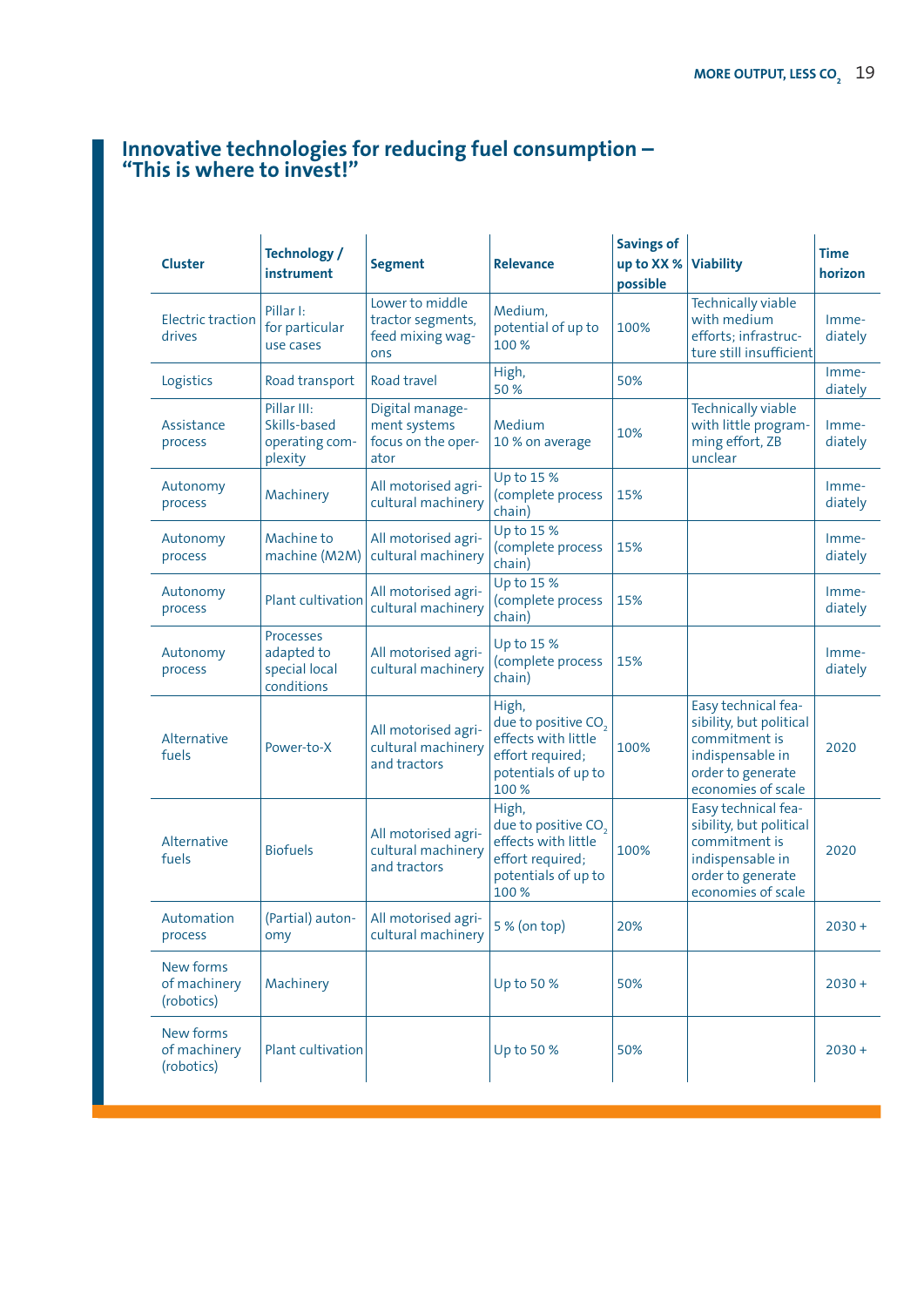## Innovative technologies for reducing fuel consumption – "This is where to invest!"

| Cluster | Technology / instrument | Segment | Relevance | Savings of up to XX % possible | Viability | Time horizon |
|---|---|---|---|---|---|---|
| Electric traction drives | Pillar I: for particular use cases | Lower to middle tractor segments, feed mixing wagons | Medium, potential of up to 100 % | 100% | Technically viable with medium efforts; infrastructure still insufficient | Immediately |
| Logistics | Road transport | Road travel | High, 50 % | 50% | | Immediately |
| Assistance process | Pillar III: Skills-based operating complexity | Digital management systems focus on the operator | Medium 10 % on average | 10% | Technically viable with little programming effort, ZB unclear | Immediately |
| Autonomy process | Machinery | All motorised agricultural machinery | Up to 15 % (complete process chain) | 15% | | Immediately |
| Autonomy process | Machine to machine (M2M) | All motorised agricultural machinery | Up to 15 % (complete process chain) | 15% | | Immediately |
| Autonomy process | Plant cultivation | All motorised agricultural machinery | Up to 15 % (complete process chain) | 15% | | Immediately |
| Autonomy process | Processes adapted to special local conditions | All motorised agricultural machinery | Up to 15 % (complete process chain) | 15% | | Immediately |
| Alternative fuels | Power-to-X | All motorised agricultural machinery and tractors | High, due to positive $CO_2$ effects with little effort required; potentials of up to 100 % | 100% | Easy technical feasibility, but political commitment is indispensable in order to generate economies of scale | 2020 |
| Alternative fuels | Biofuels | All motorised agricultural machinery and tractors | High, due to positive $CO_2$ effects with little effort required; potentials of up to 100 % | 100% | Easy technical feasibility, but political commitment is indispensable in order to generate economies of scale | 2020 |
| Automation process | (Partial) autonomy | All motorised agricultural machinery | 5 % (on top) | 20% | | 2030 + |
| New forms of machinery (robotics) | Machinery | | Up to 50 % | 50% | | 2030 + |
| New forms of machinery (robotics) | Plant cultivation | | Up to 50 % | 50% | | 2030 + |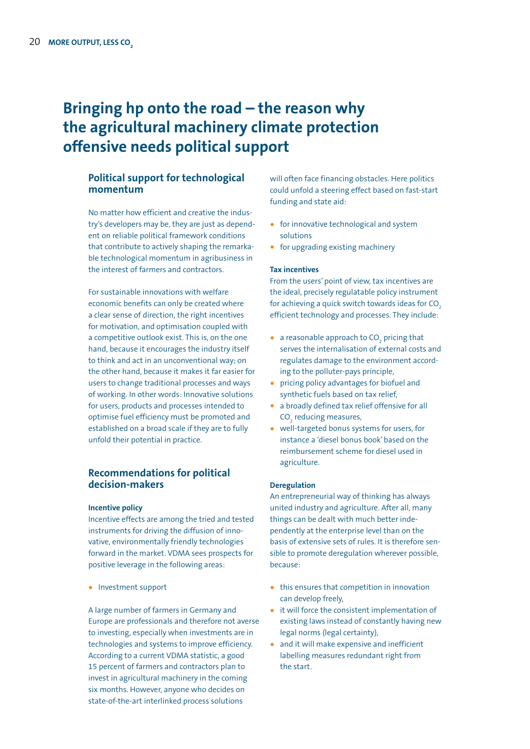# Bringing hp onto the road – the reason why the agricultural machinery climate protection offensive needs political support

## Political support for technological momentum

No matter how efficient and creative the industry's developers may be, they are just as dependent on reliable political framework conditions that contribute to actively shaping the remarkable technological momentum in agribusiness in the interest of farmers and contractors.

For sustainable innovations with welfare economic benefits can only be created where a clear sense of direction, the right incentives for motivation, and optimisation coupled with a competitive outlook exist. This is, on the one hand, because it encourages the industry itself to think and act in an unconventional way; on the other hand, because it makes it far easier for users to change traditional processes and ways of working. In other words: Innovative solutions for users, products and processes intended to optimise fuel efficiency must be promoted and established on a broad scale if they are to fully unfold their potential in practice.

## Recommendations for political decision-makers

### Incentive policy

Incentive effects are among the tried and tested instruments for driving the diffusion of innovative, environmentally friendly technologies forward in the market. VDMA sees prospects for positive leverage in the following areas:

- Investment support

A large number of farmers in Germany and Europe are professionals and therefore not averse to investing, especially when investments are in technologies and systems to improve efficiency. According to a current VDMA statistic, a good 15 percent of farmers and contractors plan to invest in agricultural machinery in the coming six months. However, anyone who decides on state-of-the-art interlinked process solutions will often face financing obstacles. Here politics could unfold a steering effect based on fast-start funding and state aid:

- for innovative technological and system solutions
- for upgrading existing machinery

### Tax incentives

From the users' point of view, tax incentives are the ideal, precisely regulatable policy instrument for achieving a quick switch towards ideas for $CO_2$ efficient technology and processes. They include:

- a reasonable approach to $CO_2$ pricing that serves the internalisation of external costs and regulates damage to the environment according to the polluter-pays principle,
- pricing policy advantages for biofuel and synthetic fuels based on tax relief,
- a broadly defined tax relief offensive for all $CO_2$ reducing measures,
- well-targeted bonus systems for users, for instance a 'diesel bonus book' based on the reimbursement scheme for diesel used in agriculture.

### Deregulation

An entrepreneurial way of thinking has always united industry and agriculture. After all, many things can be dealt with much better independently at the enterprise level than on the basis of extensive sets of rules. It is therefore sensible to promote deregulation wherever possible, because:

- this ensures that competition in innovation can develop freely,
- it will force the consistent implementation of existing laws instead of constantly having new legal norms (legal certainty),
- and it will make expensive and inefficient labelling measures redundant right from the start.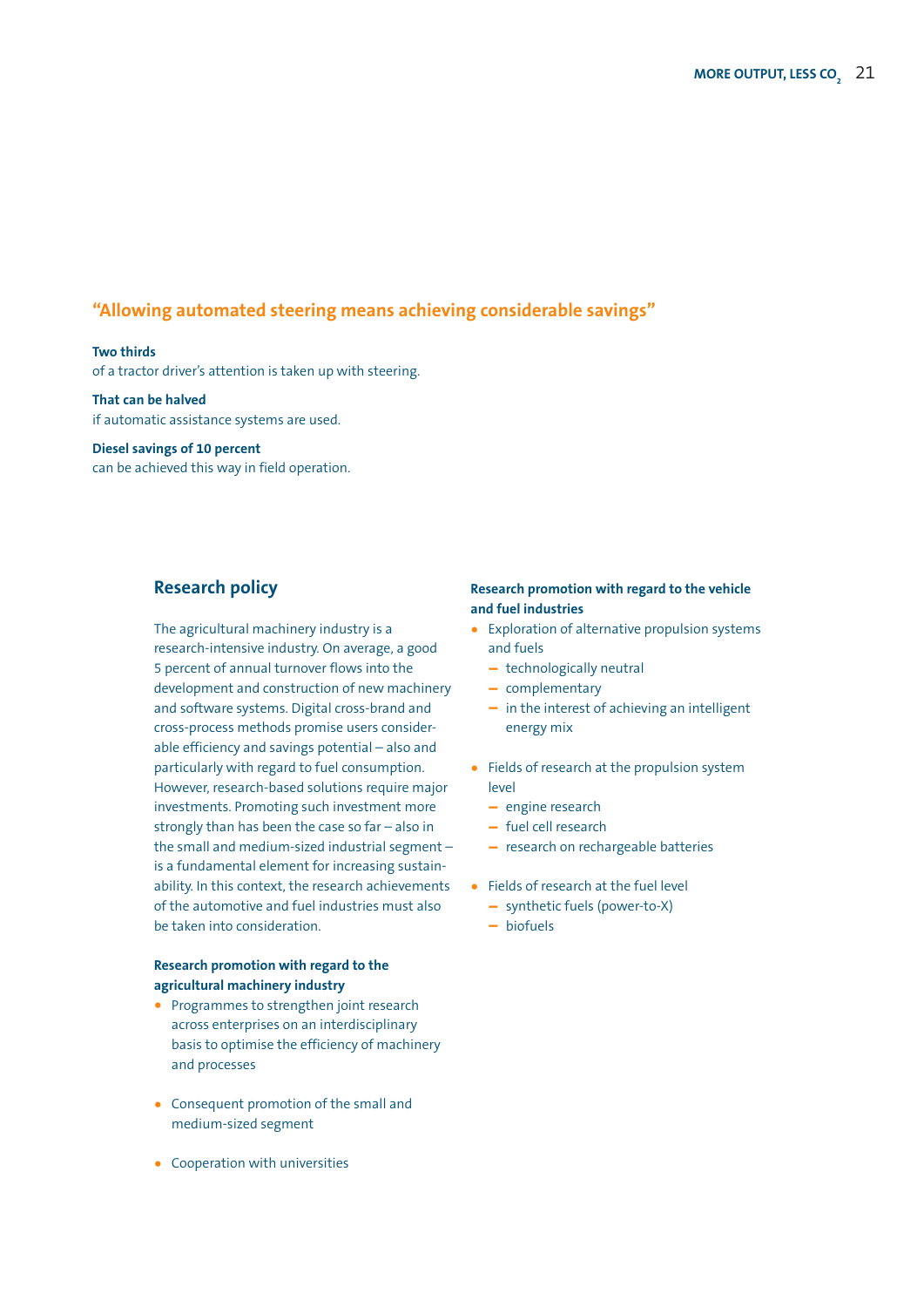## “Allowing automated steering means achieving considerable savings”

**Two thirds**
of a tractor driver’s attention is taken up with steering.

**That can be halved**
if automatic assistance systems are used.

**Diesel savings of 10 percent**
can be achieved this way in field operation.

## Research policy

The agricultural machinery industry is a research-intensive industry. On average, a good 5 percent of annual turnover flows into the development and construction of new machinery and software systems. Digital cross-brand and cross-process methods promise users considerable efficiency and savings potential – also and particularly with regard to fuel consumption. However, research-based solutions require major investments. Promoting such investment more strongly than has been the case so far – also in the small and medium-sized industrial segment – is a fundamental element for increasing sustainability. In this context, the research achievements of the automotive and fuel industries must also be taken into consideration.

**Research promotion with regard to the agricultural machinery industry**

- Programmes to strengthen joint research across enterprises on an interdisciplinary basis to optimise the efficiency of machinery and processes
- Consequent promotion of the small and medium-sized segment
- Cooperation with universities

**Research promotion with regard to the vehicle and fuel industries**

- Exploration of alternative propulsion systems and fuels
  - technologically neutral
  - complementary
  - in the interest of achieving an intelligent energy mix
- Fields of research at the propulsion system level
  - engine research
  - fuel cell research
  - research on rechargeable batteries
- Fields of research at the fuel level
  - synthetic fuels (power-to-X)
  - biofuels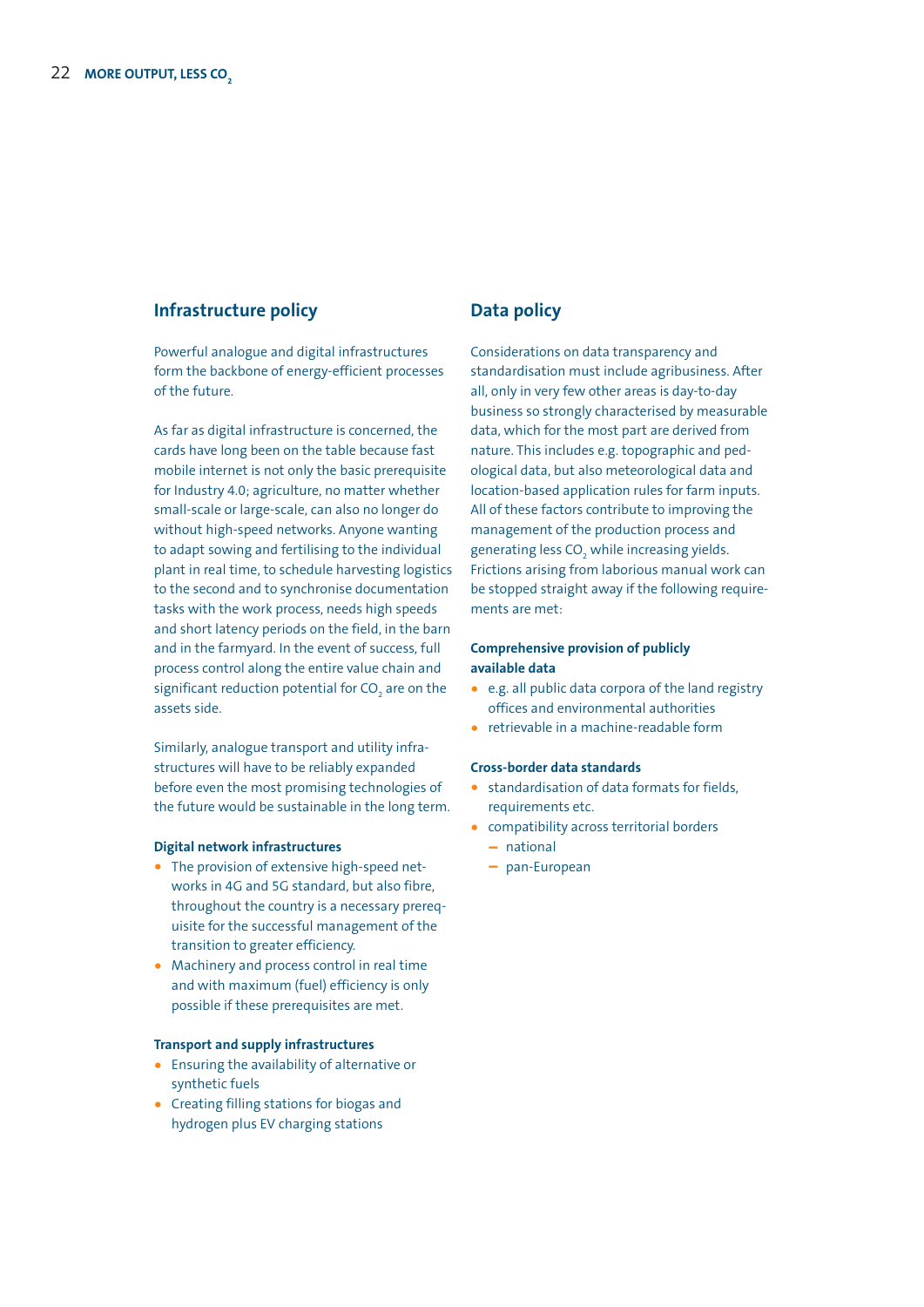## Infrastructure policy

Powerful analogue and digital infrastructures form the backbone of energy-efficient processes of the future.

As far as digital infrastructure is concerned, the cards have long been on the table because fast mobile internet is not only the basic prerequisite for Industry 4.0; agriculture, no matter whether small-scale or large-scale, can also no longer do without high-speed networks. Anyone wanting to adapt sowing and fertilising to the individual plant in real time, to schedule harvesting logistics to the second and to synchronise documentation tasks with the work process, needs high speeds and short latency periods on the field, in the barn and in the farmyard. In the event of success, full process control along the entire value chain and significant reduction potential for $CO_2$ are on the assets side.

Similarly, analogue transport and utility infrastructures will have to be reliably expanded before even the most promising technologies of the future would be sustainable in the long term.

#### Digital network infrastructures

- The provision of extensive high-speed networks in 4G and 5G standard, but also fibre, throughout the country is a necessary prerequisite for the successful management of the transition to greater efficiency.
- Machinery and process control in real time and with maximum (fuel) efficiency is only possible if these prerequisites are met.

#### Transport and supply infrastructures

- Ensuring the availability of alternative or synthetic fuels
- Creating filling stations for biogas and hydrogen plus EV charging stations

## Data policy

Considerations on data transparency and standardisation must include agribusiness. After all, only in very few other areas is day-to-day business so strongly characterised by measurable data, which for the most part are derived from nature. This includes e.g. topographic and pedological data, but also meteorological data and location-based application rules for farm inputs. All of these factors contribute to improving the management of the production process and generating less $CO_2$ while increasing yields. Frictions arising from laborious manual work can be stopped straight away if the following requirements are met:

#### Comprehensive provision of publicly available data

- e.g. all public data corpora of the land registry offices and environmental authorities
- retrievable in a machine-readable form

#### Cross-border data standards

- standardisation of data formats for fields, requirements etc.
- compatibility across territorial borders
  - national
  - pan-European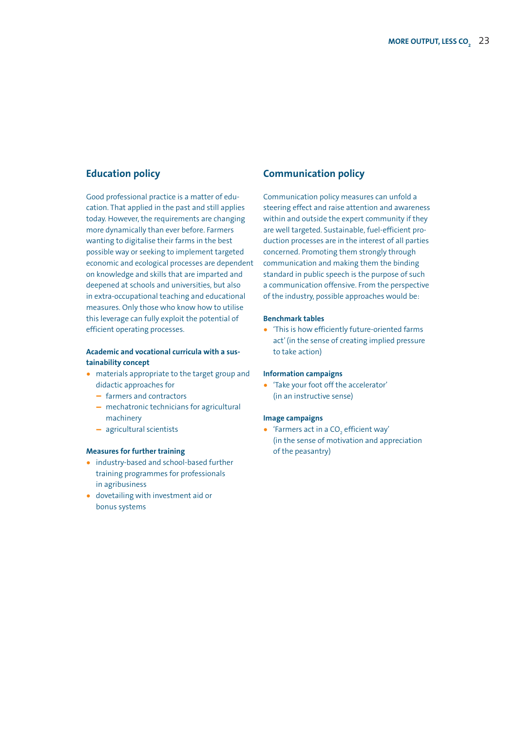## Education policy

Good professional practice is a matter of education. That applied in the past and still applies today. However, the requirements are changing more dynamically than ever before. Farmers wanting to digitalise their farms in the best possible way or seeking to implement targeted economic and ecological processes are dependent on knowledge and skills that are imparted and deepened at schools and universities, but also in extra-occupational teaching and educational measures. Only those who know how to utilise this leverage can fully exploit the potential of efficient operating processes.

**Academic and vocational curricula with a sustainability concept**

- materials appropriate to the target group and didactic approaches for
  - farmers and contractors
  - mechatronic technicians for agricultural machinery
  - agricultural scientists

**Measures for further training**

- industry-based and school-based further training programmes for professionals in agribusiness
- dovetailing with investment aid or bonus systems

## Communication policy

Communication policy measures can unfold a steering effect and raise attention and awareness within and outside the expert community if they are well targeted. Sustainable, fuel-efficient production processes are in the interest of all parties concerned. Promoting them strongly through communication and making them the binding standard in public speech is the purpose of such a communication offensive. From the perspective of the industry, possible approaches would be:

**Benchmark tables**

- 'This is how efficiently future-oriented farms act' (in the sense of creating implied pressure to take action)

**Information campaigns**

- 'Take your foot off the accelerator' (in an instructive sense)

**Image campaigns**

- 'Farmers act in a $CO_2$ efficient way' (in the sense of motivation and appreciation of the peasantry)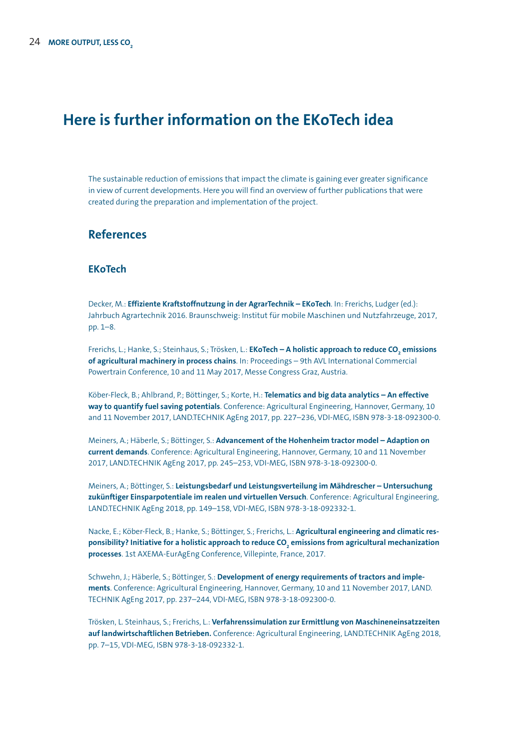# Here is further information on the EKoTech idea

The sustainable reduction of emissions that impact the climate is gaining ever greater significance in view of current developments. Here you will find an overview of further publications that were created during the preparation and implementation of the project.

## References

### EKoTech

Decker, M.: **Effiziente Kraftstoffnutzung in der AgrarTechnik – EKoTech**. In: Frerichs, Ludger (ed.): Jahrbuch Agrartechnik 2016. Braunschweig: Institut für mobile Maschinen und Nutzfahrzeuge, 2017, pp. 1–8.

Frerichs, L.; Hanke, S.; Steinhaus, S.; Trösken, L.: **EKoTech – A holistic approach to reduce $CO_2$ emissions of agricultural machinery in process chains**. In: Proceedings – 9th AVL International Commercial Powertrain Conference, 10 and 11 May 2017, Messe Congress Graz, Austria.

Köber-Fleck, B.; Ahlbrand, P.; Böttinger, S.; Korte, H.: **Telematics and big data analytics – An effective way to quantify fuel saving potentials**. Conference: Agricultural Engineering, Hannover, Germany, 10 and 11 November 2017, LAND.TECHNIK AgEng 2017, pp. 227–236, VDI-MEG, ISBN 978-3-18-092300-0.

Meiners, A.; Häberle, S.; Böttinger, S.: **Advancement of the Hohenheim tractor model – Adaption on current demands**. Conference: Agricultural Engineering, Hannover, Germany, 10 and 11 November 2017, LAND.TECHNIK AgEng 2017, pp. 245–253, VDI-MEG, ISBN 978-3-18-092300-0.

Meiners, A.; Böttinger, S.: **Leistungsbedarf und Leistungsverteilung im Mähdrescher – Untersuchung zukünftiger Einsparpotentiale im realen und virtuellen Versuch**. Conference: Agricultural Engineering, LAND.TECHNIK AgEng 2018, pp. 149–158, VDI-MEG, ISBN 978-3-18-092332-1.

Nacke, E.; Köber-Fleck, B.; Hanke, S.; Böttinger, S.; Frerichs, L.: **Agricultural engineering and climatic responsibility? Initiative for a holistic approach to reduce $CO_2$ emissions from agricultural mechanization processes**. 1st AXEMA-EurAgEng Conference, Villepinte, France, 2017.

Schwehn, J.; Häberle, S.; Böttinger, S.: **Development of energy requirements of tractors and implements**. Conference: Agricultural Engineering, Hannover, Germany, 10 and 11 November 2017, LAND.TECHNIK AgEng 2017, pp. 237–244, VDI-MEG, ISBN 978-3-18-092300-0.

Trösken, L. Steinhaus, S.; Frerichs, L.: **Verfahrenssimulation zur Ermittlung von Maschineneinsatzzeiten auf landwirtschaftlichen Betrieben.** Conference: Agricultural Engineering, LAND.TECHNIK AgEng 2018, pp. 7–15, VDI-MEG, ISBN 978-3-18-092332-1.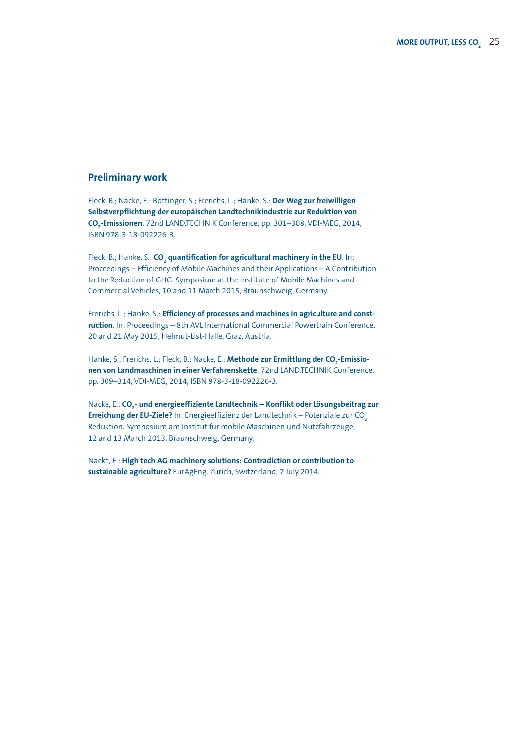## Preliminary work

Fleck, B.; Nacke, E.; Böttinger, S.; Frerichs, L.; Hanke, S.: **Der Weg zur freiwilligen Selbstverpflichtung der europäischen Landtechnikindustrie zur Reduktion von $CO_2$-Emissionen**. 72nd LAND.TECHNIK Conference, pp. 301–308, VDI-MEG, 2014, ISBN 978-3-18-092226-3.

Fleck, B.; Hanke, S.: **$CO_2$ quantification for agricultural machinery in the EU**. In: Proceedings – Efficiency of Mobile Machines and their Applications – A Contribution to the Reduction of GHG. Symposium at the Institute of Mobile Machines and Commercial Vehicles, 10 and 11 March 2015, Braunschweig, Germany.

Frerichs, L.; Hanke, S.: **Efficiency of processes and machines in agriculture and construction**. In: Proceedings – 8th AVL International Commercial Powertrain Conference. 20 and 21 May 2015, Helmut-List-Halle, Graz, Austria.

Hanke, S.; Frerichs, L.; Fleck, B.; Nacke, E.: **Methode zur Ermittlung der $CO_2$-Emissionen von Landmaschinen in einer Verfahrenskette**. 72nd LAND.TECHNIK Conference, pp. 309–314, VDI-MEG, 2014, ISBN 978-3-18-092226-3.

Nacke, E.: **$CO_2$- und energieeffiziente Landtechnik – Konflikt oder Lösungsbeitrag zur Erreichung der EU-Ziele?** In: Energieeffizienz der Landtechnik – Potenziale zur $CO_2$ Reduktion. Symposium am Institut für mobile Maschinen und Nutzfahrzeuge, 12 and 13 March 2013, Braunschweig, Germany.

Nacke, E.: **High tech AG machinery solutions: Contradiction or contribution to sustainable agriculture?** EurAgEng. Zurich, Switzerland, 7 July 2014.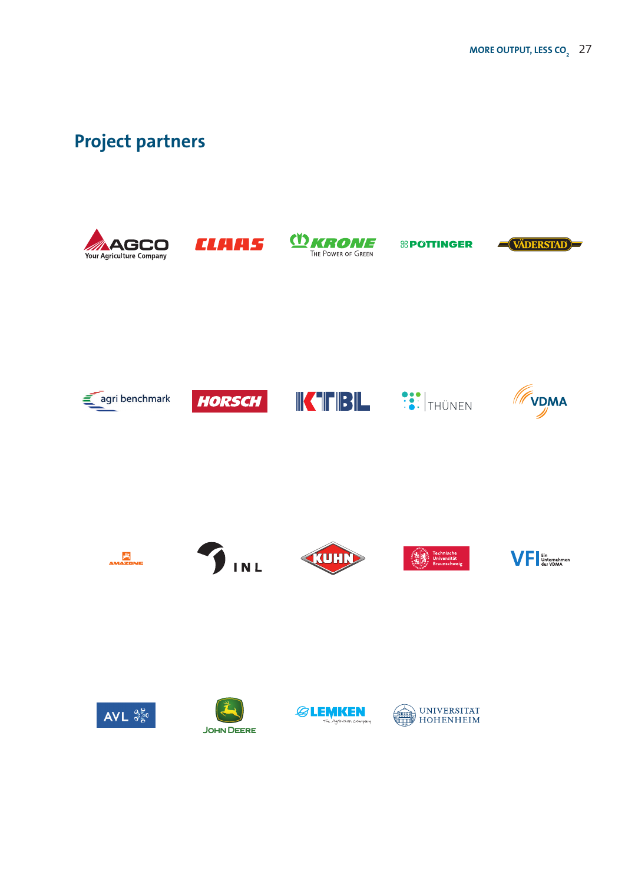## Project partners

AGCO Your Agriculture Company

CLAAS

KRONE The Power of Green

PÖTTINGER

VÄDERSTAD

agri benchmark

HORSCH

KTBL

THÜNEN

VDMA

AMAZONE

INL

KUHN

Technische Universität Braunschweig

VFI Ein Unternehmen des VDMA

AVL

John Deere

LEMKEN The Agrovision Company

UNIVERSITÄT HOHENHEIM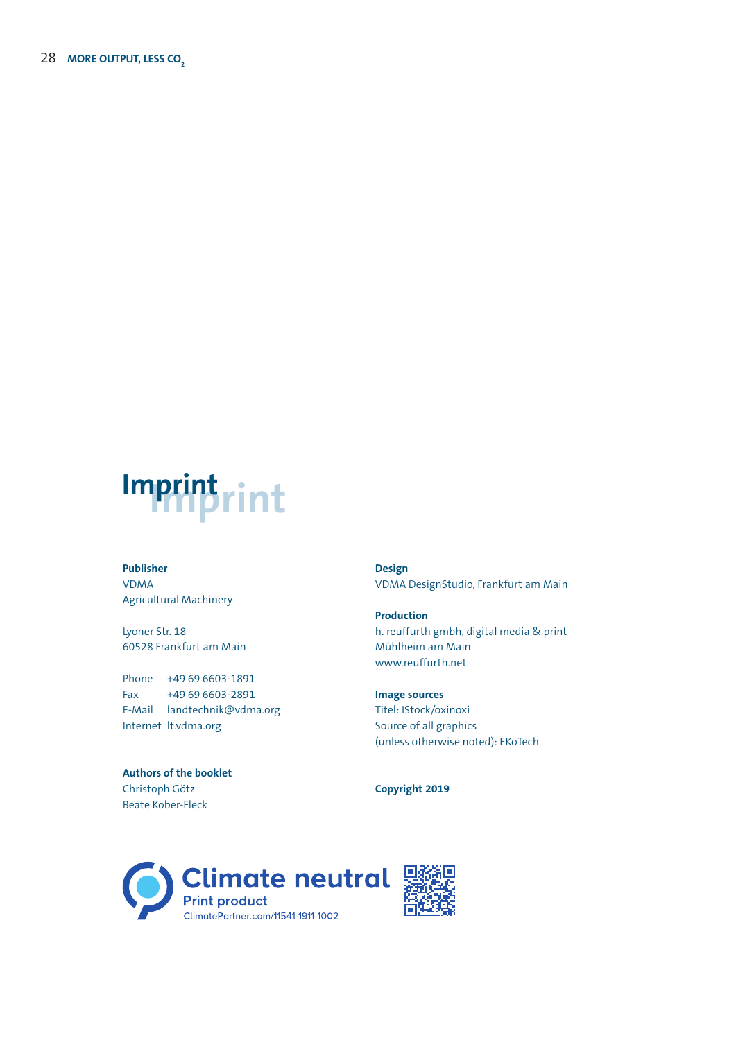# Imprint

**Publisher**
VDMA
Agricultural Machinery

Lyoner Str. 18
60528 Frankfurt am Main

Phone +49 69 6603-1891
Fax +49 69 6603-2891
E-Mail landtechnik@vdma.org
Internet lt.vdma.org

**Authors of the booklet**
Christoph Götz
Beate Köber-Fleck

**Design**
VDMA DesignStudio, Frankfurt am Main

**Production**
h. reuffurth gmbh, digital media & print
Mühlheim am Main
www.reuffurth.net

**Image sources**
Titel: IStock/oxinoxi
Source of all graphics
(unless otherwise noted): EKoTech

**Copyright 2019**

Climate neutral
Print product
ClimatePartner.com/11541-1911-1002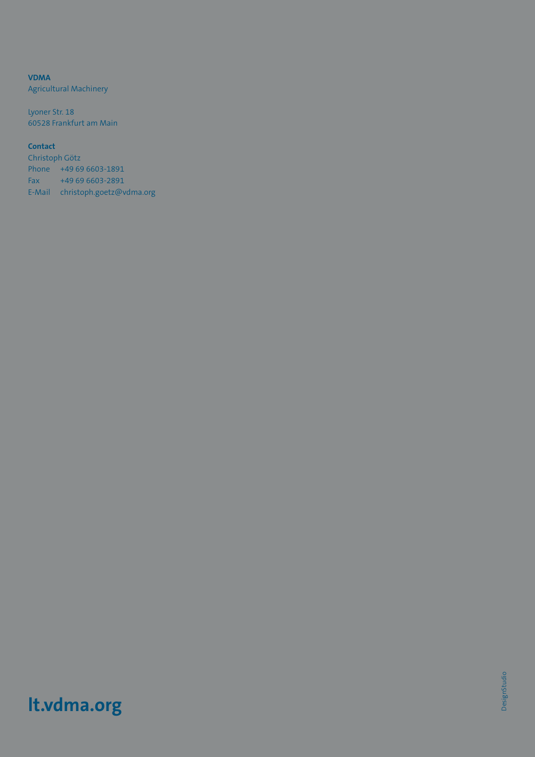**VDMA**
Agricultural Machinery

Lyoner Str. 18
60528 Frankfurt am Main

**Contact**
Christoph Götz
Phone +49 69 6603-1891
Fax +49 69 6603-2891
E-Mail christoph.goetz@vdma.org

**lt.vdma.org**

DesignStudio